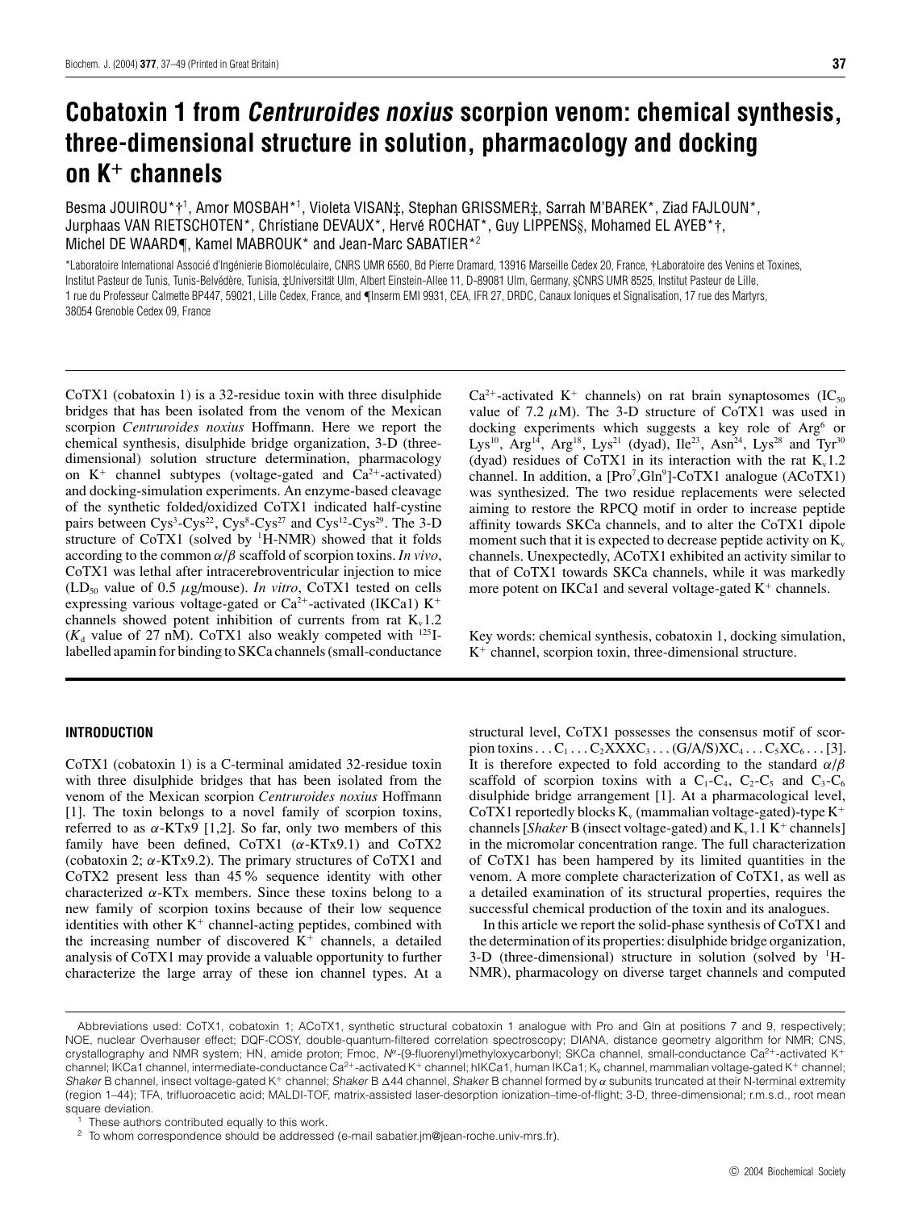# Cobatoxin 1 from *Centruroides noxius* scorpion venom: chemical synthesis, three-dimensional structure in solution, pharmacology and docking on $K^+$ channels

Besma JOUIROU*†[1], Amor MOSBAH*[1], Violeta VISAN‡, Stephan GRISSMER‡, Sarrah M'BAREK*, Ziad FAJLOUN*, Jurphaas VAN RIETSCHOTEN*, Christiane DEVAUX*, Hervé ROCHAT*, Guy LIPPENS§, Mohamed EL AYEB*†, Michel DE WAARD¶, Kamel MABROUK* and Jean-Marc SABATIER*[2]

*Laboratoire International Associé d'Ingénierie Biomoléculaire, CNRS UMR 6560, Bd Pierre Dramard, 13916 Marseille Cedex 20, France, †Laboratoire des Venins et Toxines, Institut Pasteur de Tunis, Tunis-Belvédère, Tunisia, ‡Universität Ulm, Albert Einstein-Allee 11, D-89081 Ulm, Germany, §CNRS UMR 8525, Institut Pasteur de Lille, 1 rue du Professeur Calmette BP447, 59021, Lille Cedex, France, and ¶Inserm EMI 9931, CEA, IFR 27, DRDC, Canaux Ioniques et Signalisation, 17 rue des Martyrs, 38054 Grenoble Cedex 09, France

CoTX1 (cobatoxin 1) is a 32-residue toxin with three disulphide bridges that has been isolated from the venom of the Mexican scorpion *Centruroides noxius* Hoffmann. Here we report the chemical synthesis, disulphide bridge organization, 3-D (three-dimensional) solution structure determination, pharmacology on $K^+$ channel subtypes (voltage-gated and $Ca^{2+}$-activated) and docking-simulation experiments. An enzyme-based cleavage of the synthetic folded/oxidized CoTX1 indicated half-cystine pairs between $Cys^3$-$Cys^{22}$, $Cys^8$-$Cys^{27}$ and $Cys^{12}$-$Cys^{29}$. The 3-D structure of CoTX1 (solved by $^1$H-NMR) showed that it folds according to the common $\alpha/\beta$ scaffold of scorpion toxins. *In vivo*, CoTX1 was lethal after intracerebroventricular injection to mice ($LD_{50}$ value of 0.5 $\mu$g/mouse). *In vitro*, CoTX1 tested on cells expressing various voltage-gated or $Ca^{2+}$-activated (IKCa1) $K^+$ channels showed potent inhibition of currents from rat $K_v1.2$ ($K_d$ value of 27 nM). CoTX1 also weakly competed with $^{125}$I-labelled apamin for binding to SKCa channels (small-conductance $Ca^{2+}$-activated $K^+$ channels) on rat brain synaptosomes ($IC_{50}$ value of 7.2 $\mu$M). The 3-D structure of CoTX1 was used in docking experiments which suggests a key role of $Arg^6$ or $Lys^{10}$, $Arg^{14}$, $Arg^{18}$, $Lys^{21}$ (dyad), $Ile^{23}$, $Asn^{24}$, $Lys^{28}$ and $Tyr^{30}$ (dyad) residues of CoTX1 in its interaction with the rat $K_v1.2$ channel. In addition, a [$Pro^7$,$Gln^9$]-CoTX1 analogue (ACoTX1) was synthesized. The two residue replacements were selected aiming to restore the RPCQ motif in order to increase peptide affinity towards SKCa channels, and to alter the CoTX1 dipole moment such that it is expected to decrease peptide activity on $K_v$ channels. Unexpectedly, ACoTX1 exhibited an activity similar to that of CoTX1 towards SKCa channels, while it was markedly more potent on IKCa1 and several voltage-gated $K^+$ channels.

Key words: chemical synthesis, cobatoxin 1, docking simulation, $K^+$ channel, scorpion toxin, three-dimensional structure.

## INTRODUCTION

CoTX1 (cobatoxin 1) is a C-terminal amidated 32-residue toxin with three disulphide bridges that has been isolated from the venom of the Mexican scorpion *Centruroides noxius* Hoffmann [1]. The toxin belongs to a novel family of scorpion toxins, referred to as $\alpha$-KTx9 [1,2]. So far, only two members of this family have been defined, CoTX1 ($\alpha$-KTx9.1) and CoTX2 (cobatoxin 2; $\alpha$-KTx9.2). The primary structures of CoTX1 and CoTX2 present less than 45 % sequence identity with other characterized $\alpha$-KTx members. Since these toxins belong to a new family of scorpion toxins because of their low sequence identities with other $K^+$ channel-acting peptides, combined with the increasing number of discovered $K^+$ channels, a detailed analysis of CoTX1 may provide a valuable opportunity to further characterize the large array of these ion channel types. At a structural level, CoTX1 possesses the consensus motif of scorpion toxins ... $C_1$ ... $C_2$XXX$C_3$ ... (G/A/S)X$C_4$ ... $C_5$X$C_6$ ... [3]. It is therefore expected to fold according to the standard $\alpha/\beta$ scaffold of scorpion toxins with a $C_1$-$C_4$, $C_2$-$C_5$ and $C_3$-$C_6$ disulphide bridge arrangement [1]. At a pharmacological level, CoTX1 reportedly blocks $K_v$ (mammalian voltage-gated)-type $K^+$ channels [*Shaker* B (insect voltage-gated) and $K_v1.1$ $K^+$ channels] in the micromolar concentration range. The full characterization of CoTX1 has been hampered by its limited quantities in the venom. A more complete characterization of CoTX1, as well as a detailed examination of its structural properties, requires the successful chemical production of the toxin and its analogues.

In this article we report the solid-phase synthesis of CoTX1 and the determination of its properties: disulphide bridge organization, 3-D (three-dimensional) structure in solution (solved by $^1$H-NMR), pharmacology on diverse target channels and computed

Abbreviations used: CoTX1, cobatoxin 1; ACoTX1, synthetic structural cobatoxin 1 analogue with Pro and Gln at positions 7 and 9, respectively; NOE, nuclear Overhauser effect; DQF-COSY, double-quantum-filtered correlation spectroscopy; DIANA, distance geometry algorithm for NMR; CNS, crystallography and NMR system; HN, amide proton; Fmoc, $N^\alpha$-(9-fluorenyl)methyloxycarbonyl; SKCa channel, small-conductance $Ca^{2+}$-activated $K^+$ channel; IKCa1 channel, intermediate-conductance $Ca^{2+}$-activated $K^+$ channel; hIKCa1, human IKCa1; $K_v$ channel, mammalian voltage-gated $K^+$ channel; *Shaker* B channel, insect voltage-gated $K^+$ channel; *Shaker* B Δ44 channel, *Shaker* B channel formed by $\alpha$ subunits truncated at their N-terminal extremity (region 1–44); TFA, trifluoroacetic acid; MALDI-TOF, matrix-assisted laser-desorption ionization–time-of-flight; 3-D, three-dimensional; r.m.s.d., root mean square deviation.

[1] These authors contributed equally to this work.

[2] To whom correspondence should be addressed (e-mail sabatier.jm@jean-roche.univ-mrs.fr).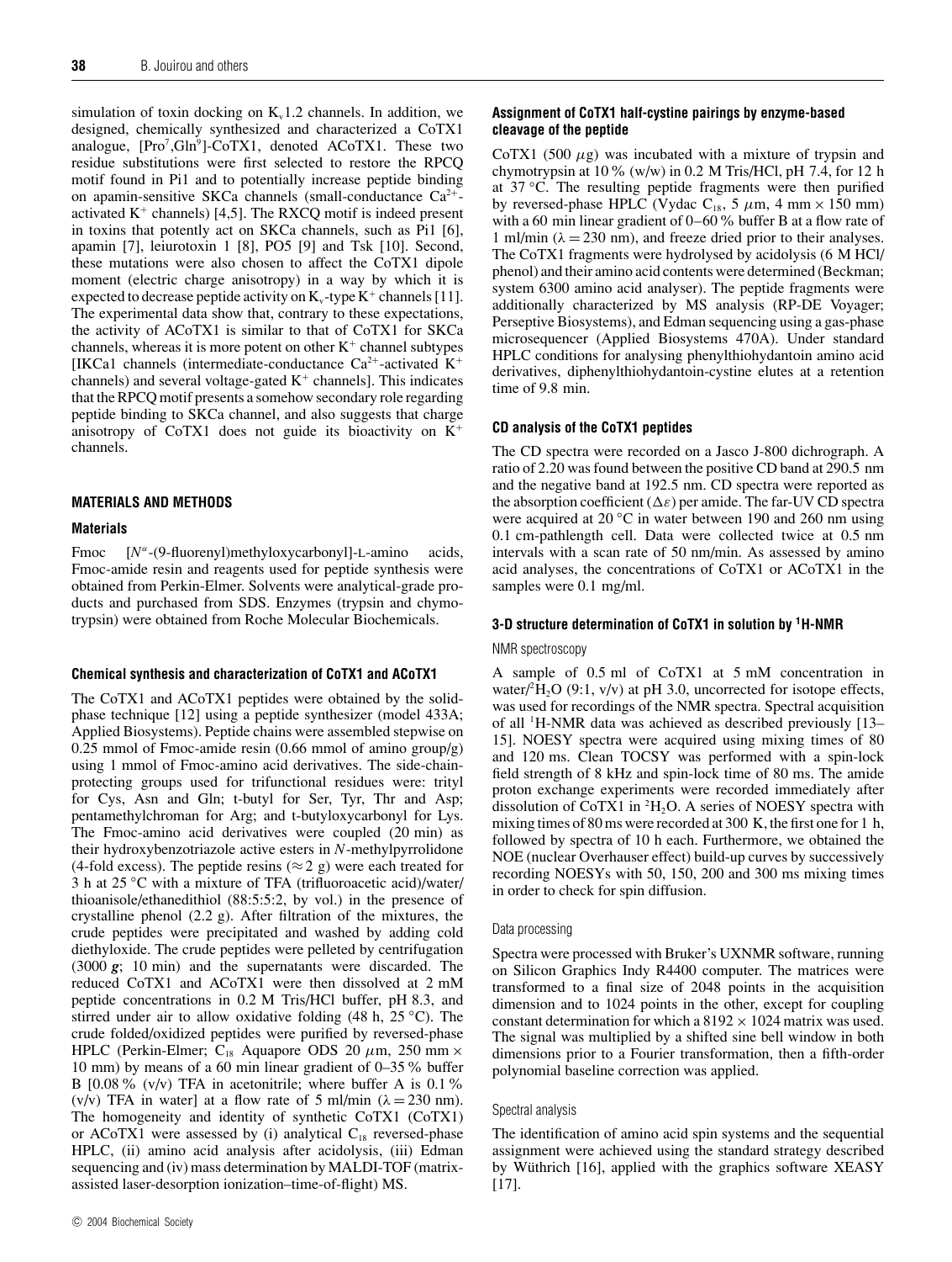simulation of toxin docking on $K_v1.2$ channels. In addition, we designed, chemically synthesized and characterized a CoTX1 analogue, [$Pro^7$,$Gln^9$]-CoTX1, denoted ACoTX1. These two residue substitutions were first selected to restore the RPCQ motif found in Pi1 and to potentially increase peptide binding on apamin-sensitive SKCa channels (small-conductance $Ca^{2+}$-activated $K^+$ channels) [4,5]. The RXCQ motif is indeed present in toxins that potently act on SKCa channels, such as Pi1 [6], apamin [7], leiurotoxin 1 [8], PO5 [9] and Tsk [10]. Second, these mutations were also chosen to affect the CoTX1 dipole moment (electric charge anisotropy) in a way by which it is expected to decrease peptide activity on $K_v$-type $K^+$ channels [11]. The experimental data show that, contrary to these expectations, the activity of ACoTX1 is similar to that of CoTX1 for SKCa channels, whereas it is more potent on other $K^+$ channel subtypes [IKCa1 channels (intermediate-conductance $Ca^{2+}$-activated $K^+$ channels) and several voltage-gated $K^+$ channels]. This indicates that the RPCQ motif presents a somehow secondary role regarding peptide binding to SKCa channel, and also suggests that charge anisotropy of CoTX1 does not guide its bioactivity on $K^+$ channels.

## MATERIALS AND METHODS

### Materials

Fmoc [$N^\alpha$-(9-fluorenyl)methyloxycarbonyl]-L-amino acids, Fmoc-amide resin and reagents used for peptide synthesis were obtained from Perkin-Elmer. Solvents were analytical-grade products and purchased from SDS. Enzymes (trypsin and chymotrypsin) were obtained from Roche Molecular Biochemicals.

### Chemical synthesis and characterization of CoTX1 and ACoTX1

The CoTX1 and ACoTX1 peptides were obtained by the solid-phase technique [12] using a peptide synthesizer (model 433A; Applied Biosystems). Peptide chains were assembled stepwise on 0.25 mmol of Fmoc-amide resin (0.66 mmol of amino group/g) using 1 mmol of Fmoc-amino acid derivatives. The side-chain-protecting groups used for trifunctional residues were: trityl for Cys, Asn and Gln; t-butyl for Ser, Tyr, Thr and Asp; pentamethylchroman for Arg; and t-butyloxycarbonyl for Lys. The Fmoc-amino acid derivatives were coupled (20 min) as their hydroxybenzotriazole active esters in *N*-methylpyrrolidone (4-fold excess). The peptide resins ($\approx 2$ g) were each treated for 3 h at 25 °C with a mixture of TFA (trifluoroacetic acid)/water/thioanisole/ethanedithiol (88:5:5:2, by vol.) in the presence of crystalline phenol (2.2 g). After filtration of the mixtures, the crude peptides were precipitated and washed by adding cold diethyloxide. The crude peptides were pelleted by centrifugation (3000 ***g***; 10 min) and the supernatants were discarded. The reduced CoTX1 and ACoTX1 were then dissolved at 2 mM peptide concentrations in 0.2 M Tris/HCl buffer, pH 8.3, and stirred under air to allow oxidative folding (48 h, 25 °C). The crude folded/oxidized peptides were purified by reversed-phase HPLC (Perkin-Elmer; $C_{18}$ Aquapore ODS 20 $\mu$m, 250 mm × 10 mm) by means of a 60 min linear gradient of 0–35 % buffer B [0.08 % (v/v) TFA in acetonitrile; where buffer A is 0.1 % (v/v) TFA in water] at a flow rate of 5 ml/min ($\lambda = 230$ nm). The homogeneity and identity of synthetic CoTX1 (CoTX1) or ACoTX1 were assessed by (i) analytical $C_{18}$ reversed-phase HPLC, (ii) amino acid analysis after acidolysis, (iii) Edman sequencing and (iv) mass determination by MALDI-TOF (matrix-assisted laser-desorption ionization–time-of-flight) MS.

### Assignment of CoTX1 half-cystine pairings by enzyme-based cleavage of the peptide

CoTX1 (500 $\mu$g) was incubated with a mixture of trypsin and chymotrypsin at 10 % (w/w) in 0.2 M Tris/HCl, pH 7.4, for 12 h at 37 °C. The resulting peptide fragments were then purified by reversed-phase HPLC (Vydac $C_{18}$, 5 $\mu$m, 4 mm × 150 mm) with a 60 min linear gradient of 0–60 % buffer B at a flow rate of 1 ml/min ($\lambda = 230$ nm), and freeze dried prior to their analyses. The CoTX1 fragments were hydrolysed by acidolysis (6 M HCl/phenol) and their amino acid contents were determined (Beckman; system 6300 amino acid analyser). The peptide fragments were additionally characterized by MS analysis (RP-DE Voyager; Perseptive Biosystems), and Edman sequencing using a gas-phase microsequencer (Applied Biosystems 470A). Under standard HPLC conditions for analysing phenylthiohydantoin amino acid derivatives, diphenylthiohydantoin-cystine elutes at a retention time of 9.8 min.

### CD analysis of the CoTX1 peptides

The CD spectra were recorded on a Jasco J-800 dichrograph. A ratio of 2.20 was found between the positive CD band at 290.5 nm and the negative band at 192.5 nm. CD spectra were reported as the absorption coefficient ($\Delta\varepsilon$) per amide. The far-UV CD spectra were acquired at 20 °C in water between 190 and 260 nm using 0.1 cm-pathlength cell. Data were collected twice at 0.5 nm intervals with a scan rate of 50 nm/min. As assessed by amino acid analyses, the concentrations of CoTX1 or ACoTX1 in the samples were 0.1 mg/ml.

### 3-D structure determination of CoTX1 in solution by $^1$H-NMR

#### NMR spectroscopy

A sample of 0.5 ml of CoTX1 at 5 mM concentration in water/$^2H_2O$ (9:1, v/v) at pH 3.0, uncorrected for isotope effects, was used for recordings of the NMR spectra. Spectral acquisition of all $^1$H-NMR data was achieved as described previously [13–15]. NOESY spectra were acquired using mixing times of 80 and 120 ms. Clean TOCSY was performed with a spin-lock field strength of 8 kHz and spin-lock time of 80 ms. The amide proton exchange experiments were recorded immediately after dissolution of CoTX1 in $^2H_2O$. A series of NOESY spectra with mixing times of 80 ms were recorded at 300 K, the first one for 1 h, followed by spectra of 10 h each. Furthermore, we obtained the NOE (nuclear Overhauser effect) build-up curves by successively recording NOESYs with 50, 150, 200 and 300 ms mixing times in order to check for spin diffusion.

#### Data processing

Spectra were processed with Bruker's UXNMR software, running on Silicon Graphics Indy R4400 computer. The matrices were transformed to a final size of 2048 points in the acquisition dimension and to 1024 points in the other, except for coupling constant determination for which a 8192 × 1024 matrix was used. The signal was multiplied by a shifted sine bell window in both dimensions prior to a Fourier transformation, then a fifth-order polynomial baseline correction was applied.

#### Spectral analysis

The identification of amino acid spin systems and the sequential assignment were achieved using the standard strategy described by Wüthrich [16], applied with the graphics software XEASY [17].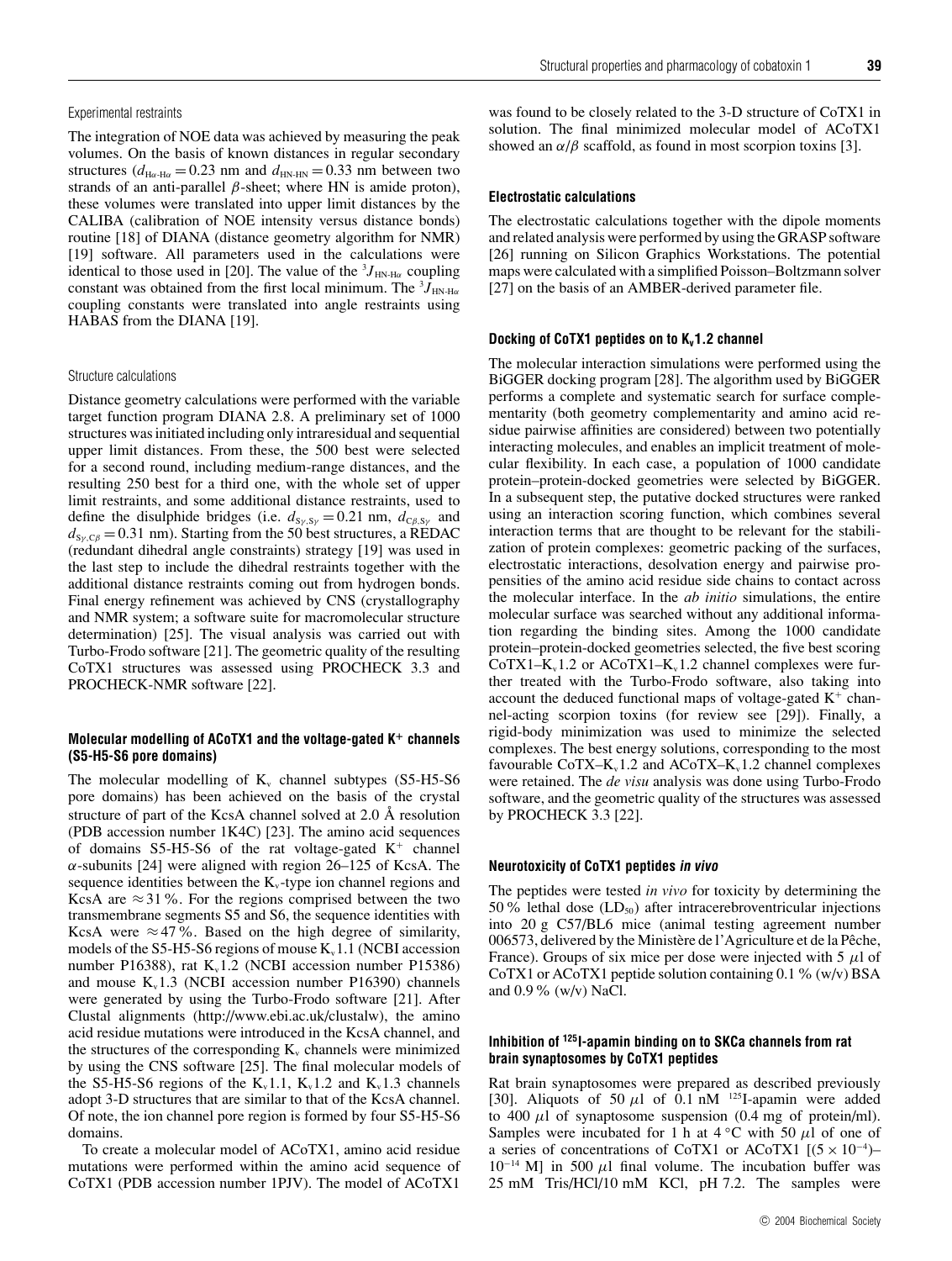### Experimental restraints

The integration of NOE data was achieved by measuring the peak volumes. On the basis of known distances in regular secondary structures ($d_{H\alpha\text{-}H\alpha} = 0.23$ nm and $d_{HN\text{-}HN} = 0.33$ nm between two strands of an anti-parallel $\beta$-sheet; where HN is amide proton), these volumes were translated into upper limit distances by the CALIBA (calibration of NOE intensity versus distance bonds) routine [18] of DIANA (distance geometry algorithm for NMR) [19] software. All parameters used in the calculations were identical to those used in [20]. The value of the $^3J_{HN\text{-}H\alpha}$ coupling constant was obtained from the first local minimum. The $^3J_{HN\text{-}H\alpha}$ coupling constants were translated into angle restraints using HABAS from the DIANA [19].

### Structure calculations

Distance geometry calculations were performed with the variable target function program DIANA 2.8. A preliminary set of 1000 structures was initiated including only intraresidual and sequential upper limit distances. From these, the 500 best were selected for a second round, including medium-range distances, and the resulting 250 best for a third one, with the whole set of upper limit restraints, and some additional distance restraints, used to define the disulphide bridges (i.e. $d_{S\gamma,S\gamma} = 0.21$ nm, $d_{C\beta,S\gamma}$ and $d_{S\gamma,C\beta} = 0.31$ nm). Starting from the 50 best structures, a REDAC (redundant dihedral angle constraints) strategy [19] was used in the last step to include the dihedral restraints together with the additional distance restraints coming out from hydrogen bonds. Final energy refinement was achieved by CNS (crystallography and NMR system; a software suite for macromolecular structure determination) [25]. The visual analysis was carried out with Turbo-Frodo software [21]. The geometric quality of the resulting CoTX1 structures was assessed using PROCHECK 3.3 and PROCHECK-NMR software [22].

### Molecular modelling of ACoTX1 and the voltage-gated K$^+$ channels (S5-H5-S6 pore domains)

The molecular modelling of K$_v$ channel subtypes (S5-H5-S6 pore domains) has been achieved on the basis of the crystal structure of part of the KcsA channel solved at 2.0 Å resolution (PDB accession number 1K4C) [23]. The amino acid sequences of domains S5-H5-S6 of the rat voltage-gated K$^+$ channel $\alpha$-subunits [24] were aligned with region 26–125 of KcsA. The sequence identities between the K$_v$-type ion channel regions and KcsA are ≈31 %. For the regions comprised between the two transmembrane segments S5 and S6, the sequence identities with KcsA were ≈47 %. Based on the high degree of similarity, models of the S5-H5-S6 regions of mouse K$_v$1.1 (NCBI accession number P16388), rat K$_v$1.2 (NCBI accession number P15386) and mouse K$_v$1.3 (NCBI accession number P16390) channels were generated by using the Turbo-Frodo software [21]. After Clustal alignments (http://www.ebi.ac.uk/clustalw), the amino acid residue mutations were introduced in the KcsA channel, and the structures of the corresponding K$_v$ channels were minimized by using the CNS software [25]. The final molecular models of the S5-H5-S6 regions of the K$_v$1.1, K$_v$1.2 and K$_v$1.3 channels adopt 3-D structures that are similar to that of the KcsA channel. Of note, the ion channel pore region is formed by four S5-H5-S6 domains.

To create a molecular model of ACoTX1, amino acid residue mutations were performed within the amino acid sequence of CoTX1 (PDB accession number 1PJV). The model of ACoTX1 was found to be closely related to the 3-D structure of CoTX1 in solution. The final minimized molecular model of ACoTX1 showed an $\alpha/\beta$ scaffold, as found in most scorpion toxins [3].

### Electrostatic calculations

The electrostatic calculations together with the dipole moments and related analysis were performed by using the GRASP software [26] running on Silicon Graphics Workstations. The potential maps were calculated with a simplified Poisson–Boltzmann solver [27] on the basis of an AMBER-derived parameter file.

### Docking of CoTX1 peptides on to K$_v$1.2 channel

The molecular interaction simulations were performed using the BiGGER docking program [28]. The algorithm used by BiGGER performs a complete and systematic search for surface complementarity (both geometry complementarity and amino acid residue pairwise affinities are considered) between two potentially interacting molecules, and enables an implicit treatment of molecular flexibility. In each case, a population of 1000 candidate protein–protein-docked geometries were selected by BiGGER. In a subsequent step, the putative docked structures were ranked using an interaction scoring function, which combines several interaction terms that are thought to be relevant for the stabilization of protein complexes: geometric packing of the surfaces, electrostatic interactions, desolvation energy and pairwise propensities of the amino acid residue side chains to contact across the molecular interface. In the *ab initio* simulations, the entire molecular surface was searched without any additional information regarding the binding sites. Among the 1000 candidate protein–protein-docked geometries selected, the five best scoring CoTX1–K$_v$1.2 or ACoTX1–K$_v$1.2 channel complexes were further treated with the Turbo-Frodo software, also taking into account the deduced functional maps of voltage-gated K$^+$ channel-acting scorpion toxins (for review see [29]). Finally, a rigid-body minimization was used to minimize the selected complexes. The best energy solutions, corresponding to the most favourable CoTX–K$_v$1.2 and ACoTX–K$_v$1.2 channel complexes were retained. The *de visu* analysis was done using Turbo-Frodo software, and the geometric quality of the structures was assessed by PROCHECK 3.3 [22].

### Neurotoxicity of CoTX1 peptides *in vivo*

The peptides were tested *in vivo* for toxicity by determining the 50 % lethal dose (LD$_{50}$) after intracerebroventricular injections into 20 g C57/BL6 mice (animal testing agreement number 006573, delivered by the Ministère de l'Agriculture et de la Pêche, France). Groups of six mice per dose were injected with 5 $\mu$l of CoTX1 or ACoTX1 peptide solution containing 0.1 % (w/v) BSA and 0.9 % (w/v) NaCl.

### Inhibition of $^{125}$I-apamin binding on to SKCa channels from rat brain synaptosomes by CoTX1 peptides

Rat brain synaptosomes were prepared as described previously [30]. Aliquots of 50 $\mu$l of 0.1 nM $^{125}$I-apamin were added to 400 $\mu$l of synaptosome suspension (0.4 mg of protein/ml). Samples were incubated for 1 h at 4 °C with 50 $\mu$l of one of a series of concentrations of CoTX1 or ACoTX1 [(5 × 10$^{-4}$)–10$^{-14}$ M] in 500 $\mu$l final volume. The incubation buffer was 25 mM Tris/HCl/10 mM KCl, pH 7.2. The samples were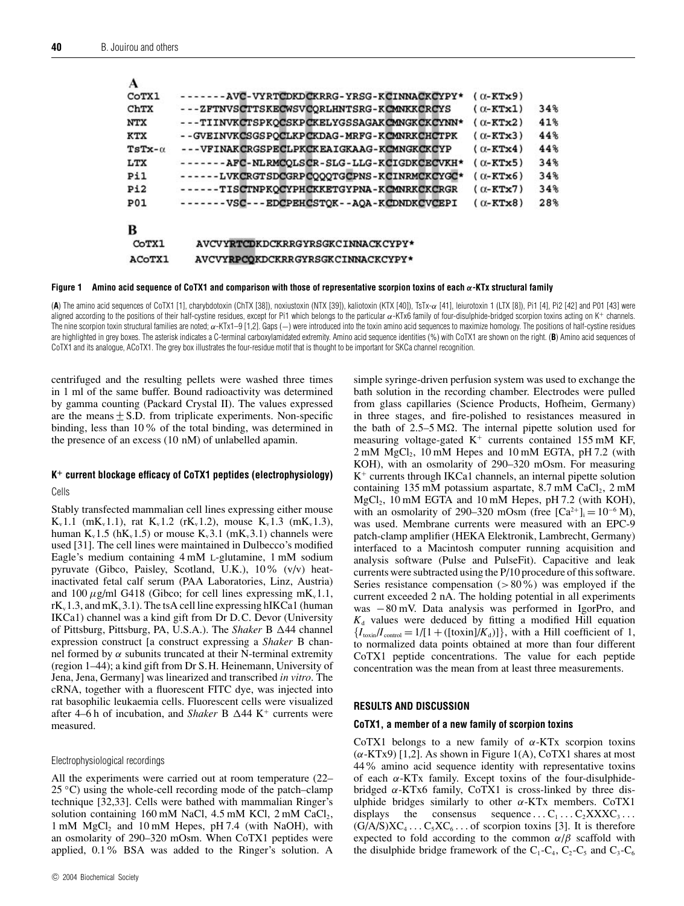**A**

```
CoTX1   -------AVC-VYRTCDKDCKRRG-YRSG-KCINNACKCYPY*  (α-KTx9)
ChTX    ---ZFTNVSCTTSKECWSVCQRLHNTSRG-KCMNKKCRCYS    (α-KTx1)   34%
NTX     ---TIINVKCTSPKQCSKPCKELYGSSAGAKCMNGKCKCYNN*  (α-KTx2)   41%
KTX     --GVEINVKCSGSPQCLKPCKDAG-MRFG-KCMNRKCHCTPK   (α-KTx3)   44%
TsTx-α  ---VFINAKCRGSPECLPKCKEAIGKAAG-KCMNGKCKCYP   (α-KTx4)   44%
LTX     -------AFC-NLRMCQLSCR-SLG-LLG-KCIGDKCECVKH*  (α-KTx5)   34%
Pi1     ------LVKCRGTSDCGRPCQQQTGCPNS-KCINRMCKCYGC*  (α-KTx6)   34%
Pi2     ------TISCTNPKQCYPHCKKETGYPNA-KCMNRKCKCRGR   (α-KTx7)   34%
P01     -------VSC---EDCPEHCSTQK--AQA-KCDNDKCVCEPI   (α-KTx8)   28%
```

**B**

```
CoTX1    AVCVYRTCDKDCKRRGYRSGKCINNACKCYPY*
ACoTX1   AVCVYRPCQKDCKRRGYRSGKCINNACKCYPY*
```

**Figure 1 Amino acid sequence of CoTX1 and comparison with those of representative scorpion toxins of each α-KTx structural family**

(**A**) The amino acid sequences of CoTX1 [1], charybdotoxin (ChTX [38]), noxiustoxin (NTX [39]), kaliotoxin (KTX [40]), TsTx-α [41], leiurotoxin 1 (LTX [8]), Pi1 [4], Pi2 [42] and P01 [43] were aligned according to the positions of their half-cystine residues, except for Pi1 which belongs to the particular α-KTx6 family of four-disulphide-bridged scorpion toxins acting on $K^+$ channels. The nine scorpion toxin structural families are noted; α-KTx1–9 [1,2]. Gaps (–) were introduced into the toxin amino acid sequences to maximize homology. The positions of half-cystine residues are highlighted in grey boxes. The asterisk indicates a C-terminal carboxylamidated extremity. Amino acid sequence identities (%) with CoTX1 are shown on the right. (**B**) Amino acid sequences of CoTX1 and its analogue, ACoTX1. The grey box illustrates the four-residue motif that is thought to be important for SKCa channel recognition.

centrifuged and the resulting pellets were washed three times in 1 ml of the same buffer. Bound radioactivity was determined by gamma counting (Packard Crystal II). The values expressed are the means ± S.D. from triplicate experiments. Non-specific binding, less than 10 % of the total binding, was determined in the presence of an excess (10 nM) of unlabelled apamin.

### $K^+$ current blockage efficacy of CoTX1 peptides (electrophysiology)

Cells

Stably transfected mammalian cell lines expressing either mouse $K_v1.1$ (m$K_v1.1$), rat $K_v1.2$ (r$K_v1.2$), mouse $K_v1.3$ (m$K_v1.3$), human $K_v1.5$ (h$K_v1.5$) or mouse $K_v3.1$ (m$K_v3.1$) channels were used [31]. The cell lines were maintained in Dulbecco's modified Eagle's medium containing 4 mM L-glutamine, 1 mM sodium pyruvate (Gibco, Paisley, Scotland, U.K.), 10 % (v/v) heat-inactivated fetal calf serum (PAA Laboratories, Linz, Austria) and 100 μg/ml G418 (Gibco; for cell lines expressing m$K_v1.1$, r$K_v1.3$, and m$K_v3.1$). The tsA cell line expressing hIKCa1 (human IKCa1) channel was a kind gift from Dr D.C. Devor (University of Pittsburg, Pittsburg, PA, U.S.A.). The *Shaker* B Δ44 channel expression construct [a construct expressing a *Shaker* B channel formed by α subunits truncated at their N-terminal extremity (region 1–44); a kind gift from Dr S.H. Heinemann, University of Jena, Jena, Germany] was linearized and transcribed *in vitro*. The cRNA, together with a fluorescent FITC dye, was injected into rat basophilic leukaemia cells. Fluorescent cells were visualized after 4–6 h of incubation, and *Shaker* B Δ44 $K^+$ currents were measured.

Electrophysiological recordings

All the experiments were carried out at room temperature (22–25 °C) using the whole-cell recording mode of the patch–clamp technique [32,33]. Cells were bathed with mammalian Ringer's solution containing 160 mM NaCl, 4.5 mM KCl, 2 mM $CaCl_2$, 1 mM $MgCl_2$ and 10 mM Hepes, pH 7.4 (with NaOH), with an osmolarity of 290–320 mOsm. When CoTX1 peptides were applied, 0.1 % BSA was added to the Ringer's solution. A simple syringe-driven perfusion system was used to exchange the bath solution in the recording chamber. Electrodes were pulled from glass capillaries (Science Products, Hofheim, Germany) in three stages, and fire-polished to resistances measured in the bath of 2.5–5 MΩ. The internal pipette solution used for measuring voltage-gated $K^+$ currents contained 155 mM KF, 2 mM $MgCl_2$, 10 mM Hepes and 10 mM EGTA, pH 7.2 (with KOH), with an osmolarity of 290–320 mOsm. For measuring $K^+$ currents through IKCa1 channels, an internal pipette solution containing 135 mM potassium aspartate, 8.7 mM $CaCl_2$, 2 mM $MgCl_2$, 10 mM EGTA and 10 mM Hepes, pH 7.2 (with KOH), with an osmolarity of 290–320 mOsm (free $[Ca^{2+}]_i = 10^{-6}$ M), was used. Membrane currents were measured with an EPC-9 patch-clamp amplifier (HEKA Elektronik, Lambrecht, Germany) interfaced to a Macintosh computer running acquisition and analysis software (Pulse and PulseFit). Capacitive and leak currents were subtracted using the P/10 procedure of this software. Series resistance compensation (> 80 %) was employed if the current exceeded 2 nA. The holding potential in all experiments was −80 mV. Data analysis was performed in IgorPro, and $K_d$ values were deduced by fitting a modified Hill equation $\{I_{toxin}/I_{control} = 1/[1 + ([toxin]/K_d)]\}$, with a Hill coefficient of 1, to normalized data points obtained at more than four different CoTX1 peptide concentrations. The value for each peptide concentration was the mean from at least three measurements.

## RESULTS AND DISCUSSION

### CoTX1, a member of a new family of scorpion toxins

CoTX1 belongs to a new family of α-KTx scorpion toxins (α-KTx9) [1,2]. As shown in Figure 1(A), CoTX1 shares at most 44 % amino acid sequence identity with representative toxins of each α-KTx family. Except toxins of the four-disulphide-bridged α-KTx6 family, CoTX1 is cross-linked by three disulphide bridges similarly to other α-KTx members. CoTX1 displays the consensus sequence ... $C_1$ ... $C_2$XXX$C_3$ ... (G/A/S)X$C_4$ ... $C_5$X$C_6$ ... of scorpion toxins [3]. It is therefore expected to fold according to the common α/β scaffold with the disulphide bridge framework of the $C_1$-$C_4$, $C_2$-$C_5$ and $C_3$-$C_6$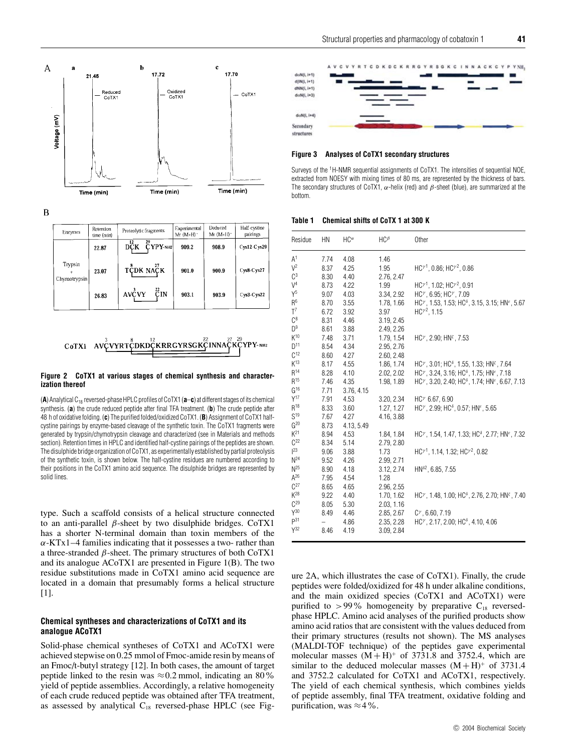A

B

| Enzymes | Retention time (min) | Proteolytic fragments | Experimental Mr (M+H)+ | Deduced Mr (M+H)+ | Half-cystine pairings |
|---|---|---|---|---|---|
| Trypsin + Chymotrypsin | 22.87 | DCK CYPY-NH2 | 909.2 | 908.9 | Cys12-Cys29 |
| | 23.07 | TCDK NACK | 901.0 | 900.9 | Cys8-Cys27 |
| | 26.83 | AVCVY CIN | 903.1 | 903.9 | Cys3-Cys22 |

CoTX1 AVCVYRTCDKDCKRRGYRSGKCINNACKCYPY-NH2

**Figure 2 CoTX1 at various stages of chemical synthesis and characterization thereof**

(**A**) Analytical $C_{18}$ reversed-phase HPLC profiles of CoTX1 (**a**–**c**) at different stages of its chemical synthesis. (**a**) the crude reduced peptide after final TFA treatment. (**b**) The crude peptide after 48 h of oxidative folding. (**c**) The purified folded/oxidized CoTX1. (**B**) Assignment of CoTX1 half-cystine pairings by enzyme-based cleavage of the synthetic toxin. The CoTX1 fragments were generated by trypsin/chymotrypsin cleavage and characterized (see in Materials and methods section). Retention times in HPLC and identified half-cystine pairings of the peptides are shown. The disulphide bridge organization of CoTX1, as experimentally established by partial proteolysis of the synthetic toxin, is shown below. The half-cystine residues are numbered according to their positions in the CoTX1 amino acid sequence. The disulphide bridges are represented by solid lines.

type. Such a scaffold consists of a helical structure connected to an anti-parallel $\beta$-sheet by two disulphide bridges. CoTX1 has a shorter N-terminal domain than toxin members of the $\alpha$-KTx1–4 families indicating that it possesses a two- rather than a three-stranded $\beta$-sheet. The primary structures of both CoTX1 and its analogue ACoTX1 are presented in Figure 1(B). The two residue substitutions made in CoTX1 amino acid sequence are located in a domain that presumably forms a helical structure [1].

### Chemical syntheses and characterizations of CoTX1 and its analogue ACoTX1

Solid-phase chemical syntheses of CoTX1 and ACoTX1 were achieved stepwise on 0.25 mmol of Fmoc-amide resin by means of an Fmoc/t-butyl strategy [12]. In both cases, the amount of target peptide linked to the resin was $\approx$0.2 mmol, indicating an 80 % yield of peptide assemblies. Accordingly, a relative homogeneity of each crude reduced peptide was obtained after TFA treatment, as assessed by analytical $C_{18}$ reversed-phase HPLC (see Figure 2A, which illustrates the case of CoTX1). Finally, the crude peptides were folded/oxidized for 48 h under alkaline conditions, and the main oxidized species (CoTX1 and ACoTX1) were purified to >99 % homogeneity by preparative $C_{18}$ reversed-phase HPLC. Amino acid analyses of the purified products show amino acid ratios that are consistent with the values deduced from their primary structures (results not shown). The MS analyses (MALDI-TOF technique) of the peptides gave experimental molecular masses $(M+H)^+$ of 3731.8 and 3752.4, which are similar to the deduced molecular masses $(M+H)^+$ of 3731.4 and 3752.2 calculated for CoTX1 and ACoTX1, respectively. The yield of each chemical synthesis, which combines yields of peptide assembly, final TFA treatment, oxidative folding and purification, was $\approx$4 %.

**Figure 3 Analyses of CoTX1 secondary structures**

Surveys of the $^1$H-NMR sequential assignments of CoTX1. The intensities of sequential NOE, extracted from NOESY with mixing times of 80 ms, are represented by the thickness of bars. The secondary structures of CoTX1, $\alpha$-helix (red) and $\beta$-sheet (blue), are summarized at the bottom.

**Table 1 Chemical shifts of CoTX 1 at 300 K**

| Residue | HN | $HC^\alpha$ | $HC^\beta$ | Other |
|---|---|---|---|---|
| A1 | 7.74 | 4.08 | 1.46 | |
| V2 | 8.37 | 4.25 | 1.95 | $HC^{\gamma1}$, 0.86; $HC^{\gamma2}$, 0.86 |
| C3 | 8.30 | 4.40 | 2.76, 2.47 | |
| V4 | 8.73 | 4.22 | 1.99 | $HC^{\gamma1}$, 1.02; $HC^{\gamma2}$, 0.91 |
| Y5 | 9.07 | 4.03 | 3.34, 2.92 | $HC^{\gamma}$, 6.95; $HC^{\gamma}$, 7.09 |
| R6 | 8.70 | 3.55 | 1.78, 1.66 | $HC^{\gamma}$, 1.53, 1.53; $HC^{\delta}$, 3.15, 3.15; $HN^{\epsilon}$, 5.67 |
| T7 | 6.72 | 3.92 | 3.97 | $HC^{\gamma2}$, 1.15 |
| C8 | 8.31 | 4.46 | 3.19, 2.45 | |
| D9 | 8.61 | 3.88 | 2.49, 2.26 | |
| K10 | 7.48 | 3.71 | 1.79, 1.54 | $HC^{\gamma}$, 2.90; $HN^{\zeta}$, 7.53 |
| D11 | 8.54 | 4.34 | 2.95, 2.76 | |
| C12 | 8.60 | 4.27 | 2.60, 2.48 | |
| K13 | 8.17 | 4.55 | 1.86, 1.74 | $HC^{\gamma}$, 3.01; $HC^{\delta}$, 1.55, 1.33; $HN^{\zeta}$, 7.64 |
| R14 | 8.28 | 4.10 | 2.02, 2.02 | $HC^{\gamma}$, 3.24, 3.16; $HC^{\delta}$, 1.75; $HN^{\epsilon}$, 7.18 |
| R15 | 7.46 | 4.35 | 1.98, 1.89 | $HC^{\gamma}$, 3.20, 2.40; $HC^{\delta}$, 1.74; $HN^{\epsilon}$, 6.67, 7.13 |
| G16 | 7.71 | 3.76, 4.15 | | |
| Y17 | 7.91 | 4.53 | 3.20, 2.34 | $HC^{\gamma}$ 6.67, 6.90 |
| R18 | 8.33 | 3.60 | 1.27, 1.27 | $HC^{\gamma}$, 2.99; $HC^{\delta}$, 0.57; $HN^{\epsilon}$, 5.65 |
| S19 | 7.67 | 4.27 | 4.16, 3.88 | |
| G20 | 8.73 | 4.13, 5.49 | | |
| K21 | 8.94 | 4.53 | 1.84, 1.84 | $HC^{\gamma}$, 1.54, 1.47, 1.33; $HC^{\delta}$, 2.77; $HN^{\epsilon}$, 7.32 |
| C22 | 8.34 | 5.14 | 2.79, 2.80 | |
| I23 | 9.06 | 3.88 | 1.73 | $HC^{\gamma1}$, 1.14, 1.32; $HC^{\gamma2}$, 0.82 |
| N24 | 9.52 | 4.26 | 2.99, 2.71 | |
| N25 | 8.90 | 4.18 | 3.12, 2.74 | $HN^{\delta2}$, 6.85, 7.55 |
| A26 | 7.95 | 4.54 | 1.28 | |
| C27 | 8.65 | 4.65 | 2.96, 2.55 | |
| K28 | 9.22 | 4.40 | 1.70, 1.62 | $HC^{\gamma}$, 1.48, 1.00; $HC^{\delta}$, 2.76, 2.70; $HN^{\zeta}$, 7.40 |
| C29 | 8.05 | 5.30 | 2.03, 1.16 | |
| Y30 | 8.49 | 4.46 | 2.85, 2.67 | $C^{\gamma}$, 6.60, 7.19 |
| P31 | – | 4.86 | 2.35, 2.28 | $HC^{\gamma}$, 2.17, 2.00; $HC^{\delta}$, 4.10, 4.06 |
| Y32 | 8.46 | 4.19 | 3.09, 2.84 | |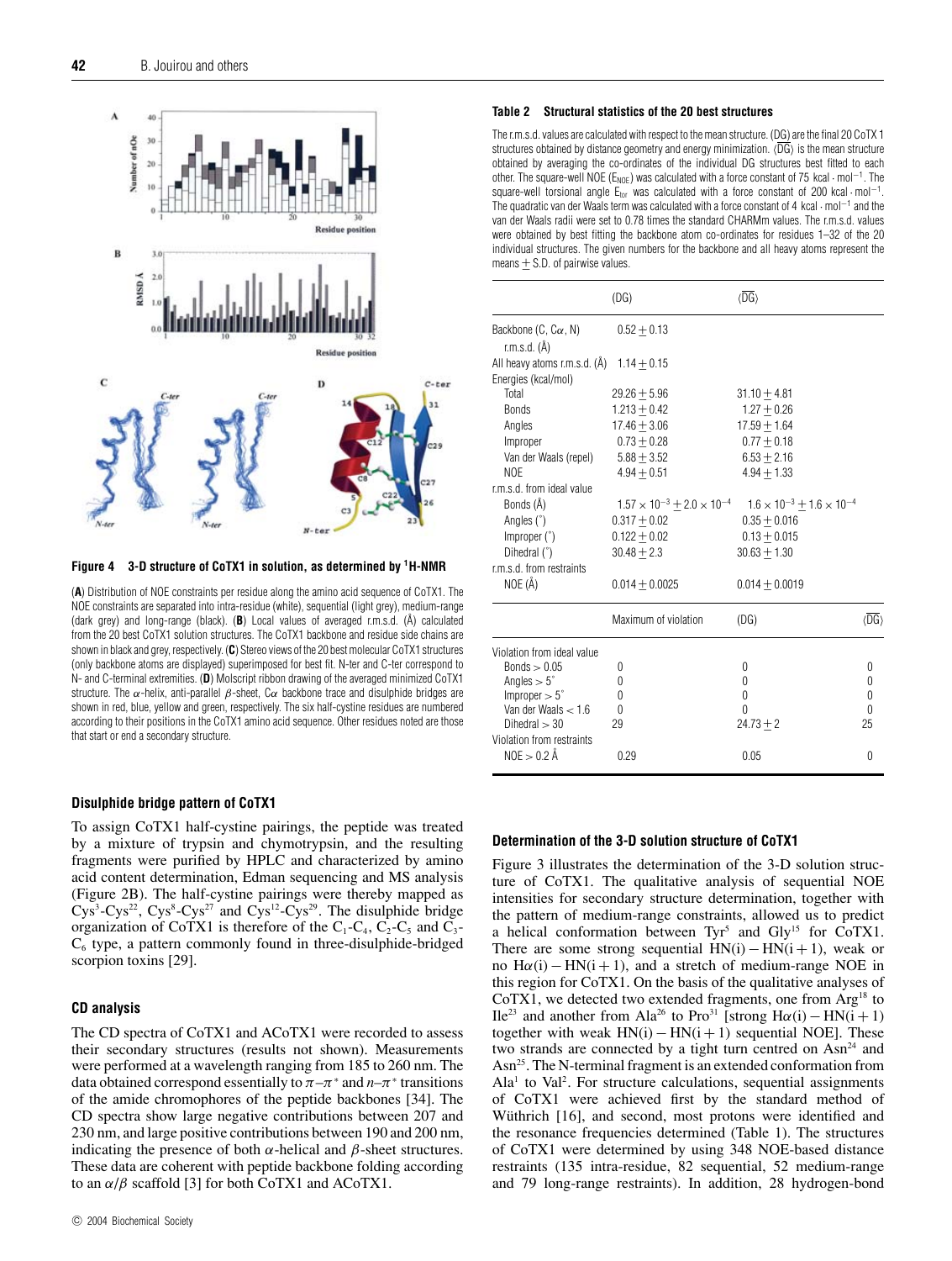**Figure 4 3-D structure of CoTX1 in solution, as determined by $^1$H-NMR**

(**A**) Distribution of NOE constraints per residue along the amino acid sequence of CoTX1. The NOE constraints are separated into intra-residue (white), sequential (light grey), medium-range (dark grey) and long-range (black). (**B**) Local values of averaged r.m.s.d. (Å) calculated from the 20 best CoTX1 solution structures. The CoTX1 backbone and residue side chains are shown in black and grey, respectively. (**C**) Stereo views of the 20 best molecular CoTX1 structures (only backbone atoms are displayed) superimposed for best fit. N-ter and C-ter correspond to N- and C-terminal extremities. (**D**) Molscript ribbon drawing of the averaged minimized CoTX1 structure. The α-helix, anti-parallel β-sheet, Cα backbone trace and disulphide bridges are shown in red, blue, yellow and green, respectively. The six half-cystine residues are numbered according to their positions in the CoTX1 amino acid sequence. Other residues noted are those that start or end a secondary structure.

## Disulphide bridge pattern of CoTX1

To assign CoTX1 half-cystine pairings, the peptide was treated by a mixture of trypsin and chymotrypsin, and the resulting fragments were purified by HPLC and characterized by amino acid content determination, Edman sequencing and MS analysis (Figure 2B). The half-cystine pairings were thereby mapped as Cys$^3$-Cys$^{22}$, Cys$^8$-Cys$^{27}$ and Cys$^{12}$-Cys$^{29}$. The disulphide bridge organization of CoTX1 is therefore of the $C_1$-$C_4$, $C_2$-$C_5$ and $C_3$-$C_6$ type, a pattern commonly found in three-disulphide-bridged scorpion toxins [29].

## CD analysis

The CD spectra of CoTX1 and ACoTX1 were recorded to assess their secondary structures (results not shown). Measurements were performed at a wavelength ranging from 185 to 260 nm. The data obtained correspond essentially to $\pi$–$\pi^*$ and $n$–$\pi^*$ transitions of the amide chromophores of the peptide backbones [34]. The CD spectra show large negative contributions between 207 and 230 nm, and large positive contributions between 190 and 200 nm, indicating the presence of both α-helical and β-sheet structures. These data are coherent with peptide backbone folding according to an α/β scaffold [3] for both CoTX1 and ACoTX1.

**Table 2 Structural statistics of the 20 best structures**

The r.m.s.d. values are calculated with respect to the mean structure. (DG) are the final 20 CoTX 1 structures obtained by distance geometry and energy minimization. $\langle\overline{DG}\rangle$ is the mean structure obtained by averaging the co-ordinates of the individual DG structures best fitted to each other. The square-well NOE ($E_{NOE}$) was calculated with a force constant of 75 kcal · mol$^{-1}$. The square-well torsional angle $E_{tor}$ was calculated with a force constant of 200 kcal · mol$^{-1}$. The quadratic van der Waals term was calculated with a force constant of 4 kcal · mol$^{-1}$ and the van der Waals radii were set to 0.78 times the standard CHARMm values. The r.m.s.d. values were obtained by best fitting the backbone atom co-ordinates for residues 1–32 of the 20 individual structures. The given numbers for the backbone and all heavy atoms represent the means ± S.D. of pairwise values.

| | (DG) | $\langle\overline{DG}\rangle$ |
|---|---|---|
| Backbone (C, Cα, N) r.m.s.d. (Å) | 0.52 ± 0.13 | |
| All heavy atoms r.m.s.d. (Å) | 1.14 ± 0.15 | |
| Energies (kcal/mol) | | |
| Total | 29.26 ± 5.96 | 31.10 ± 4.81 |
| Bonds | 1.213 ± 0.42 | 1.27 ± 0.26 |
| Angles | 17.46 ± 3.06 | 17.59 ± 1.64 |
| Improper | 0.73 ± 0.28 | 0.77 ± 0.18 |
| Van der Waals (repel) | 5.88 ± 3.52 | 6.53 ± 2.16 |
| NOE | 4.94 ± 0.51 | 4.94 ± 1.33 |
| r.m.s.d. from ideal value | | |
| Bonds (Å) | $1.57 \times 10^{-3} \pm 2.0 \times 10^{-4}$ | $1.6 \times 10^{-3} \pm 1.6 \times 10^{-4}$ |
| Angles (°) | 0.317 ± 0.02 | 0.35 ± 0.016 |
| Improper (°) | 0.122 ± 0.02 | 0.13 ± 0.015 |
| Dihedral (°) | 30.48 ± 2.3 | 30.63 ± 1.30 |
| r.m.s.d. from restraints | | |
| NOE (Å) | 0.014 ± 0.0025 | 0.014 ± 0.0019 |

| | Maximum of violation | (DG) | $\langle\overline{DG}\rangle$ |
|---|---|---|---|
| Violation from ideal value | | | |
| Bonds > 0.05 | 0 | 0 | 0 |
| Angles > 5° | 0 | 0 | 0 |
| Improper > 5° | 0 | 0 | 0 |
| Van der Waals < 1.6 | 0 | 0 | 0 |
| Dihedral > 30 | 29 | 24.73 ± 2 | 25 |
| Violation from restraints | | | |
| NOE > 0.2 Å | 0.29 | 0.05 | 0 |

## Determination of the 3-D solution structure of CoTX1

Figure 3 illustrates the determination of the 3-D solution structure of CoTX1. The qualitative analysis of sequential NOE intensities for secondary structure determination, together with the pattern of medium-range constraints, allowed us to predict a helical conformation between Tyr$^5$ and Gly$^{15}$ for CoTX1. There are some strong sequential HN(i) − HN(i + 1), weak or no Hα(i) − HN(i + 1), and a stretch of medium-range NOE in this region for CoTX1. On the basis of the qualitative analyses of CoTX1, we detected two extended fragments, one from Arg$^{18}$ to Ile$^{23}$ and another from Ala$^{26}$ to Pro$^{31}$ [strong Hα(i) − HN(i + 1) together with weak HN(i) − HN(i + 1) sequential NOE]. These two strands are connected by a tight turn centred on Asn$^{24}$ and Asn$^{25}$. The N-terminal fragment is an extended conformation from Ala$^1$ to Val$^2$. For structure calculations, sequential assignments of CoTX1 were achieved first by the standard method of Wüthrich [16], and second, most protons were identified and the resonance frequencies determined (Table 1). The structures of CoTX1 were determined by using 348 NOE-based distance restraints (135 intra-residue, 82 sequential, 52 medium-range and 79 long-range restraints). In addition, 28 hydrogen-bond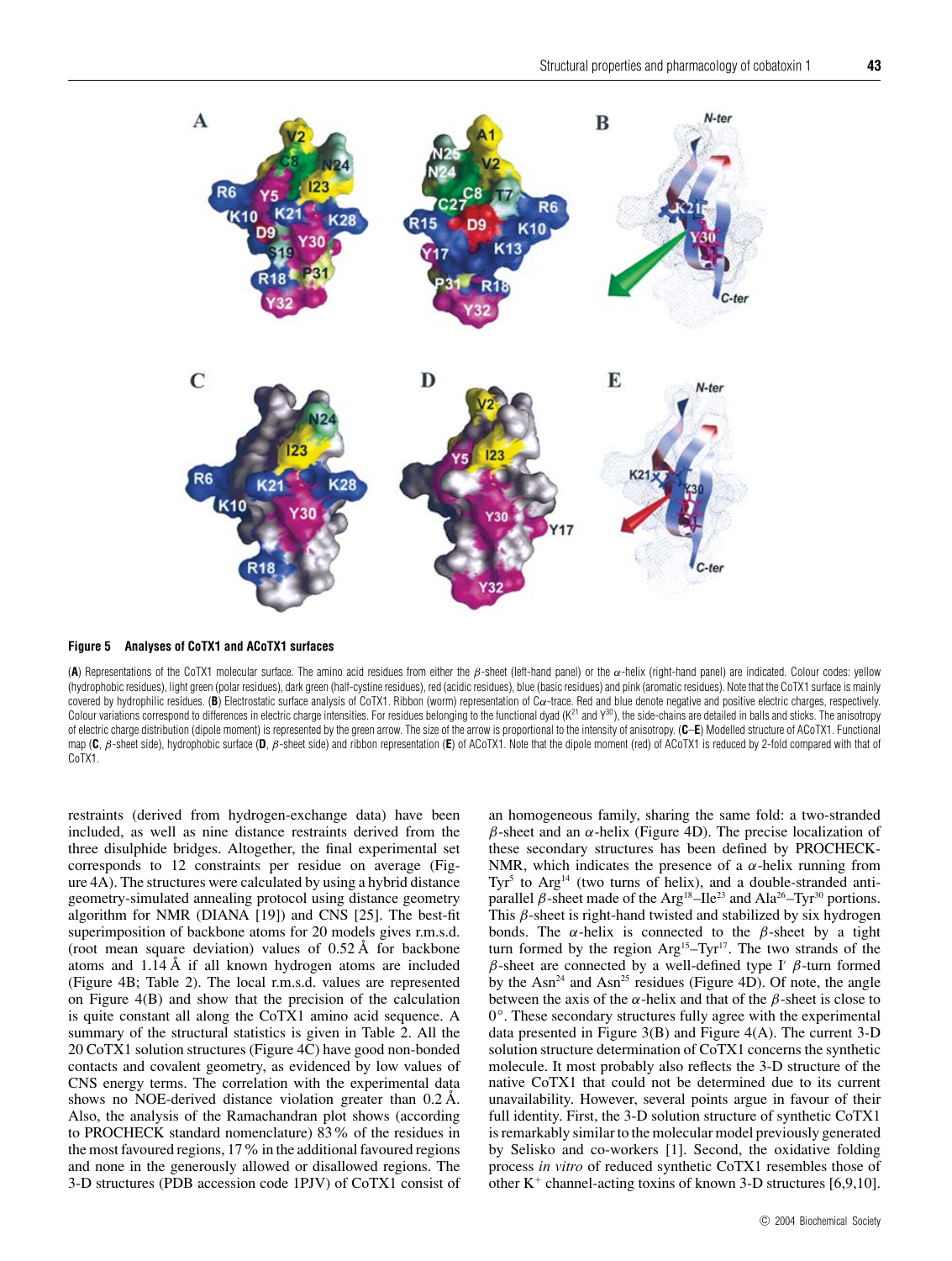**Figure 5 Analyses of CoTX1 and ACoTX1 surfaces**

(**A**) Representations of the CoTX1 molecular surface. The amino acid residues from either the β-sheet (left-hand panel) or the α-helix (right-hand panel) are indicated. Colour codes: yellow (hydrophobic residues), light green (polar residues), dark green (half-cystine residues), red (acidic residues), blue (basic residues) and pink (aromatic residues). Note that the CoTX1 surface is mainly covered by hydrophilic residues. (**B**) Electrostatic surface analysis of CoTX1. Ribbon (worm) representation of Cα-trace. Red and blue denote negative and positive electric charges, respectively. Colour variations correspond to differences in electric charge intensities. For residues belonging to the functional dyad (K[21] and Y[30]), the side-chains are detailed in balls and sticks. The anisotropy of electric charge distribution (dipole moment) is represented by the green arrow. The size of the arrow is proportional to the intensity of anisotropy. (**C**–**E**) Modelled structure of ACoTX1. Functional map (**C**, β-sheet side), hydrophobic surface (**D**, β-sheet side) and ribbon representation (**E**) of ACoTX1. Note that the dipole moment (red) of ACoTX1 is reduced by 2-fold compared with that of CoTX1.

restraints (derived from hydrogen-exchange data) have been included, as well as nine distance restraints derived from the three disulphide bridges. Altogether, the final experimental set corresponds to 12 constraints per residue on average (Figure 4A). The structures were calculated by using a hybrid distance geometry-simulated annealing protocol using distance geometry algorithm for NMR (DIANA [19]) and CNS [25]. The best-fit superimposition of backbone atoms for 20 models gives r.m.s.d. (root mean square deviation) values of 0.52 Å for backbone atoms and 1.14 Å if all known hydrogen atoms are included (Figure 4B; Table 2). The local r.m.s.d. values are represented on Figure 4(B) and show that the precision of the calculation is quite constant all along the CoTX1 amino acid sequence. A summary of the structural statistics is given in Table 2. All the 20 CoTX1 solution structures (Figure 4C) have good non-bonded contacts and covalent geometry, as evidenced by low values of CNS energy terms. The correlation with the experimental data shows no NOE-derived distance violation greater than 0.2 Å. Also, the analysis of the Ramachandran plot shows (according to PROCHECK standard nomenclature) 83 % of the residues in the most favoured regions, 17 % in the additional favoured regions and none in the generously allowed or disallowed regions. The 3-D structures (PDB accession code 1PJV) of CoTX1 consist of an homogeneous family, sharing the same fold: a two-stranded β-sheet and an α-helix (Figure 4D). The precise localization of these secondary structures has been defined by PROCHECK-NMR, which indicates the presence of a α-helix running from Tyr[5] to Arg[14] (two turns of helix), and a double-stranded antiparallel β-sheet made of the Arg[18]–Ile[23] and Ala[26]–Tyr[30] portions. This β-sheet is right-hand twisted and stabilized by six hydrogen bonds. The α-helix is connected to the β-sheet by a tight turn formed by the region Arg[15]–Tyr[17]. The two strands of the β-sheet are connected by a well-defined type I′ β-turn formed by the Asn[24] and Asn[25] residues (Figure 4D). Of note, the angle between the axis of the α-helix and that of the β-sheet is close to 0°. These secondary structures fully agree with the experimental data presented in Figure 3(B) and Figure 4(A). The current 3-D solution structure determination of CoTX1 concerns the synthetic molecule. It most probably also reflects the 3-D structure of the native CoTX1 that could not be determined due to its current unavailability. However, several points argue in favour of their full identity. First, the 3-D solution structure of synthetic CoTX1 is remarkably similar to the molecular model previously generated by Selisko and co-workers [1]. Second, the oxidative folding process *in vitro* of reduced synthetic CoTX1 resembles those of other $K^+$ channel-acting toxins of known 3-D structures [6,9,10].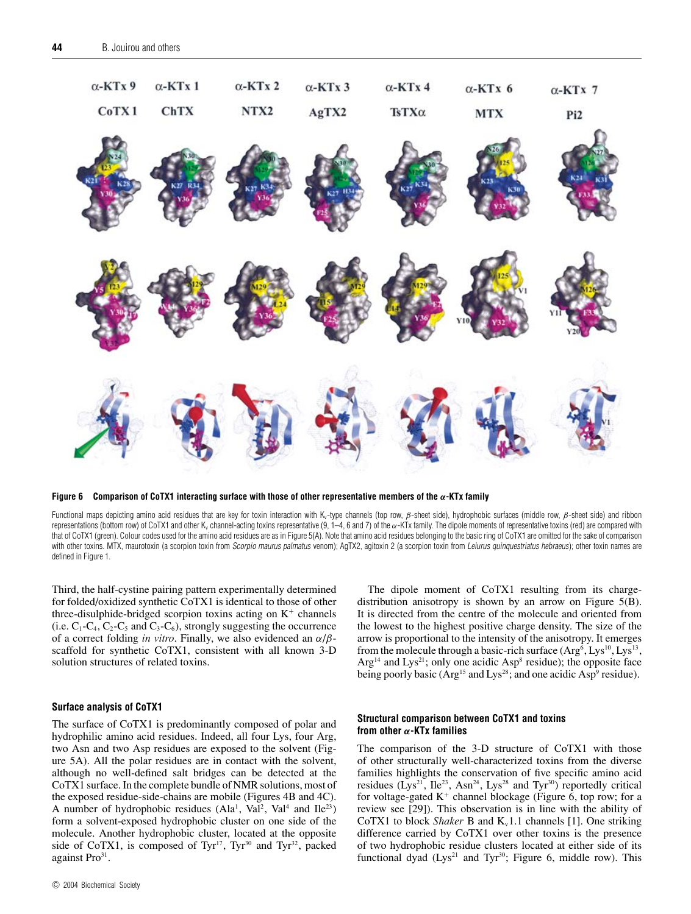**Figure 6 Comparison of CoTX1 interacting surface with those of other representative members of the α-KTx family**

Functional maps depicting amino acid residues that are key for toxin interaction with $K_v$-type channels (top row, β-sheet side), hydrophobic surfaces (middle row, β-sheet side) and ribbon representations (bottom row) of CoTX1 and other $K_v$ channel-acting toxins representative (9, 1–4, 6 and 7) of the α-KTx family. The dipole moments of representative toxins (red) are compared with that of CoTX1 (green). Colour codes used for the amino acid residues are as in Figure 5(A). Note that amino acid residues belonging to the basic ring of CoTX1 are omitted for the sake of comparison with other toxins. MTX, maurotoxin (a scorpion toxin from *Scorpio maurus palmatus* venom); AgTX2, agitoxin 2 (a scorpion toxin from *Leiurus quinquestriatus hebraeus*); other toxin names are defined in Figure 1.

Third, the half-cystine pairing pattern experimentally determined for folded/oxidized synthetic CoTX1 is identical to those of other three-disulphide-bridged scorpion toxins acting on $K^+$ channels (i.e. $C_1$-$C_4$, $C_2$-$C_5$ and $C_3$-$C_6$), strongly suggesting the occurrence of a correct folding *in vitro*. Finally, we also evidenced an α/β-scaffold for synthetic CoTX1, consistent with all known 3-D solution structures of related toxins.

## Surface analysis of CoTX1

The surface of CoTX1 is predominantly composed of polar and hydrophilic amino acid residues. Indeed, all four Lys, four Arg, two Asn and two Asp residues are exposed to the solvent (Figure 5A). All the polar residues are in contact with the solvent, although no well-defined salt bridges can be detected at the CoTX1 surface. In the complete bundle of NMR solutions, most of the exposed residue-side-chains are mobile (Figures 4B and 4C). A number of hydrophobic residues ($Ala^1$, $Val^2$, $Val^4$ and $Ile^{23}$) form a solvent-exposed hydrophobic cluster on one side of the molecule. Another hydrophobic cluster, located at the opposite side of CoTX1, is composed of $Tyr^{17}$, $Tyr^{30}$ and $Tyr^{32}$, packed against $Pro^{31}$.

The dipole moment of CoTX1 resulting from its charge-distribution anisotropy is shown by an arrow on Figure 5(B). It is directed from the centre of the molecule and oriented from the lowest to the highest positive charge density. The size of the arrow is proportional to the intensity of the anisotropy. It emerges from the molecule through a basic-rich surface ($Arg^6$, $Lys^{10}$, $Lys^{13}$, $Arg^{14}$ and $Lys^{21}$; only one acidic $Asp^8$ residue); the opposite face being poorly basic ($Arg^{15}$ and $Lys^{28}$; and one acidic $Asp^9$ residue).

## Structural comparison between CoTX1 and toxins from other α-KTx families

The comparison of the 3-D structure of CoTX1 with those of other structurally well-characterized toxins from the diverse families highlights the conservation of five specific amino acid residues ($Lys^{21}$, $Ile^{23}$, $Asn^{24}$, $Lys^{28}$ and $Tyr^{30}$) reportedly critical for voltage-gated $K^+$ channel blockage (Figure 6, top row; for a review see [29]). This observation is in line with the ability of CoTX1 to block *Shaker* B and $K_v1.1$ channels [1]. One striking difference carried by CoTX1 over other toxins is the presence of two hydrophobic residue clusters located at either side of its functional dyad ($Lys^{21}$ and $Tyr^{30}$; Figure 6, middle row). This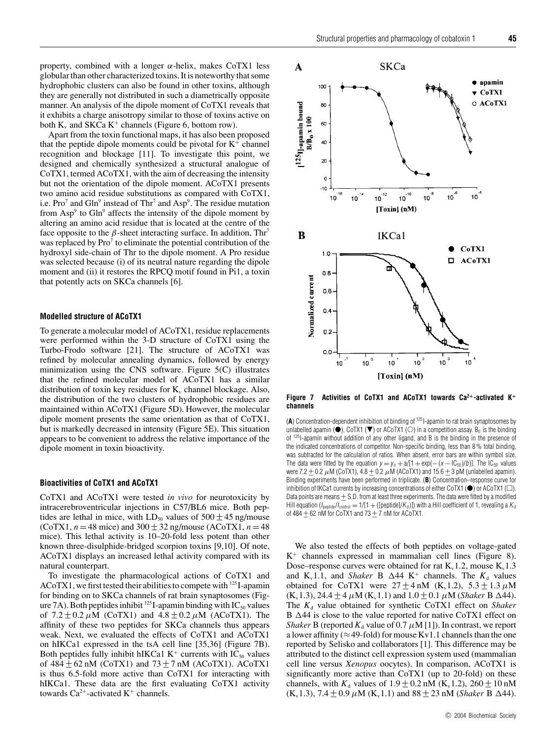property, combined with a longer α-helix, makes CoTX1 less globular than other characterized toxins. It is noteworthy that some hydrophobic clusters can also be found in other toxins, although they are generally not distributed in such a diametrically opposite manner. An analysis of the dipole moment of CoTX1 reveals that it exhibits a charge anisotropy similar to those of toxins active on both $K_v$ and SKCa $K^+$ channels (Figure 6, bottom row).

Apart from the toxin functional maps, it has also been proposed that the peptide dipole moments could be pivotal for $K^+$ channel recognition and blockage [11]. To investigate this point, we designed and chemically synthesized a structural analogue of CoTX1, termed ACoTX1, with the aim of decreasing the intensity but not the orientation of the dipole moment. ACoTX1 presents two amino acid residue substitutions as compared with CoTX1, i.e. $Pro^7$ and $Gln^9$ instead of $Thr^7$ and $Asp^9$. The residue mutation from $Asp^9$ to $Gln^9$ affects the intensity of the dipole moment by altering an amino acid residue that is located at the centre of the face opposite to the β-sheet interacting surface. In addition, $Thr^7$ was replaced by $Pro^7$ to eliminate the potential contribution of the hydroxyl side-chain of Thr to the dipole moment. A Pro residue was selected because (i) of its neutral nature regarding the dipole moment and (ii) it restores the RPCQ motif found in Pi1, a toxin that potently acts on SKCa channels [6].

### Modelled structure of ACoTX1

To generate a molecular model of ACoTX1, residue replacements were performed within the 3-D structure of CoTX1 using the Turbo-Frodo software [21]. The structure of ACoTX1 was refined by molecular annealing dynamics, followed by energy minimization using the CNS software. Figure 5(C) illustrates that the refined molecular model of ACoTX1 has a similar distribution of toxin key residues for $K_v$ channel blockage. Also, the distribution of the two clusters of hydrophobic residues are maintained within ACoTX1 (Figure 5D). However, the molecular dipole moment presents the same orientation as that of CoTX1, but is markedly decreased in intensity (Figure 5E). This situation appears to be convenient to address the relative importance of the dipole moment in toxin bioactivity.

### Bioactivities of CoTX1 and ACoTX1

CoTX1 and ACoTX1 were tested *in vivo* for neurotoxicity by intracerebroventricular injections in C57/BL6 mice. Both peptides are lethal in mice, with $LD_{50}$ values of $500 \pm 45$ ng/mouse (CoTX1, $n = 48$ mice) and $300 \pm 32$ ng/mouse (ACoTX1, $n = 48$ mice). This lethal activity is 10–20-fold less potent than other known three-disulphide-bridged scorpion toxins [9,10]. Of note, ACoTX1 displays an increased lethal activity compared with its natural counterpart.

To investigate the pharmacological actions of CoTX1 and ACoTX1, we first tested their abilities to compete with $^{125}$I-apamin for binding on to SKCa channels of rat brain synaptosomes (Figure 7A). Both peptides inhibit $^{125}$I-apamin binding with $IC_{50}$ values of $7.2 \pm 0.2$ μM (CoTX1) and $4.8 \pm 0.2$ μM (ACoTX1). The affinity of these two peptides for SKCa channels thus appears weak. Next, we evaluated the effects of CoTX1 and ACoTX1 on hIKCa1 expressed in the tsA cell line [35,36] (Figure 7B). Both peptides fully inhibit hIKCa1 $K^+$ currents with $IC_{50}$ values of $484 \pm 62$ nM (CoTX1) and $73 \pm 7$ nM (ACoTX1). ACoTX1 is thus 6.5-fold more active than CoTX1 for interacting with hIKCa1. These data are the first evaluating CoTX1 activity towards $Ca^{2+}$-activated $K^+$ channels.

**Figure 7 Activities of CoTX1 and ACoTX1 towards $Ca^{2+}$-activated $K^+$ channels**

(**A**) Concentration-dependent inhibition of binding of $^{125}$I-apamin to rat brain synaptosomes by unlabelled apamin (●), CoTX1 (▼) or ACoTX1 (○) in a competition assay. $B_0$ is the binding of $^{125}$I-apamin without addition of any other ligand, and B is the binding in the presence of the indicated concentrations of competitor. Non-specific binding, less than 8% total binding, was subtracted for the calculation of ratios. When absent, error bars are within symbol size. The data were fitted by the equation $y = y_0 + a/[1 + \exp(-(x - IC_{50})/b)]$. The $IC_{50}$ values were $7.2 \pm 0.2$ μM (CoTX1), $4.8 \pm 0.2$ μM (ACoTX1) and $15.6 \pm 3$ pM (unlabelled apamin). Binding experiments have been performed in triplicate. (**B**) Concentration–response curve for inhibition of IKCa1 currents by increasing concentrations of either CoTX1 (●) or ACoTX1 (□). Data points are means ± S.D. from at least three experiments. The data were fitted by a modified Hill equation ($I_{peptide}/I_{control} = 1/[1 + ([peptide]/K_d)]$) with a Hill coefficient of 1, revealing a $K_d$ of $484 \pm 62$ nM for CoTX1 and $73 \pm 7$ nM for ACoTX1.

We also tested the effects of both peptides on voltage-gated $K^+$ channels expressed in mammalian cell lines (Figure 8). Dose–response curves were obtained for rat $K_v1.2$, mouse $K_v1.3$ and $K_v1.1$, and *Shaker* B Δ44 $K^+$ channels. The $K_d$ values obtained for CoTX1 were $27 \pm 4$ nM ($K_v1.2$), $5.3 \pm 1.3$ μM ($K_v1.3$), $24.4 \pm 4$ μM ($K_v1.1$) and $1.0 \pm 0.1$ μM (*Shaker* B Δ44). The $K_d$ value obtained for synthetic CoTX1 effect on *Shaker* B Δ44 is close to the value reported for native CoTX1 effect on *Shaker* B (reported $K_d$ value of 0.7 μM [1]). In contrast, we report a lower affinity (≈49-fold) for mouse Kv1.1 channels than the one reported by Selisko and collaborators [1]. This difference may be attributed to the distinct cell expression system used (mammalian cell line versus *Xenopus* oocytes). In comparison, ACoTX1 is significantly more active than CoTX1 (up to 20-fold) on these channels, with $K_d$ values of $1.9 \pm 0.2$ nM ($K_v1.2$), $260 \pm 10$ nM ($K_v1.3$), $7.4 \pm 0.9$ μM ($K_v1.1$) and $88 \pm 23$ nM (*Shaker* B Δ44).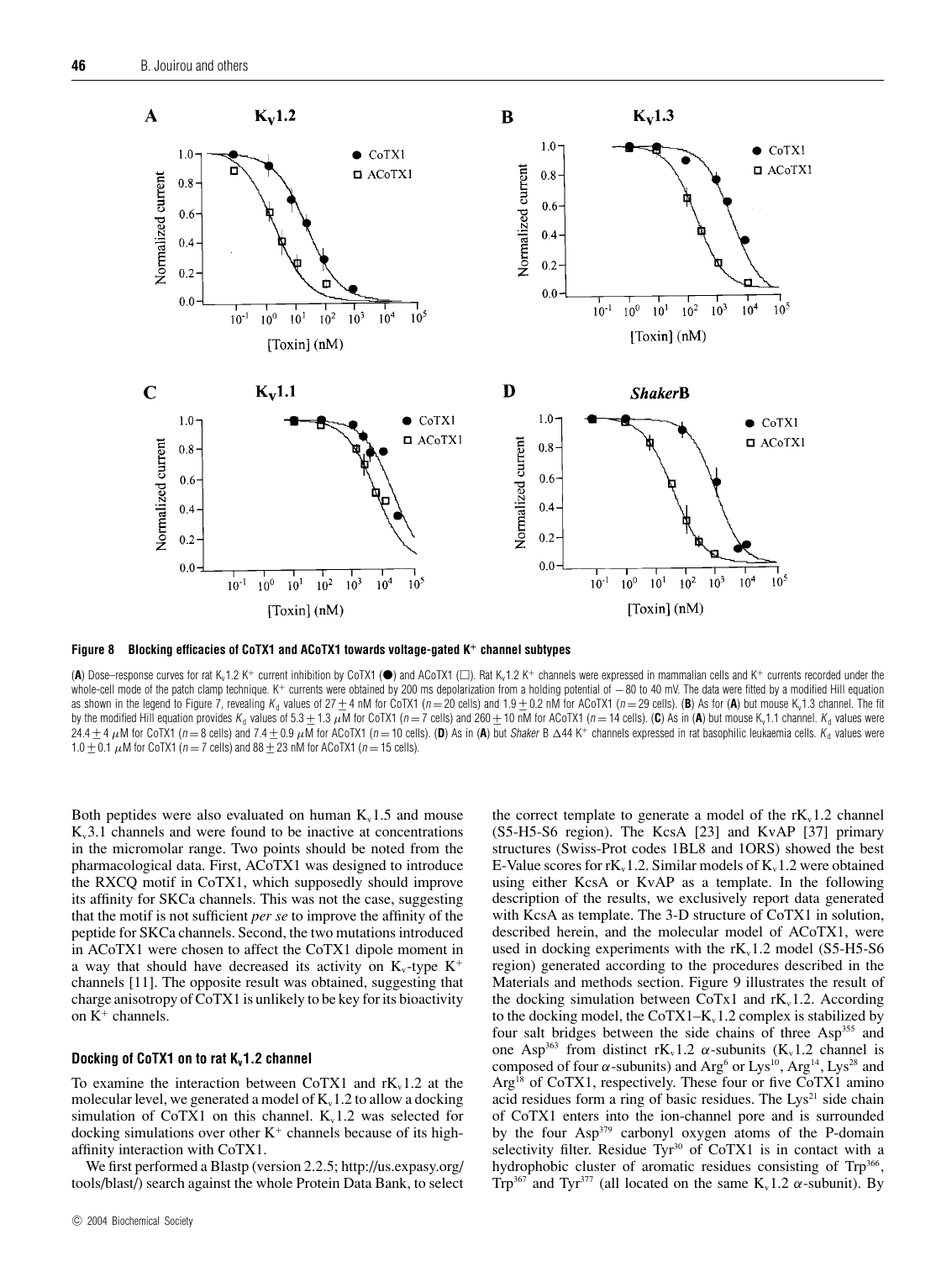**Figure 8 Blocking efficacies of CoTX1 and ACoTX1 towards voltage-gated K+ channel subtypes**

(**A**) Dose–response curves for rat $K_v1.2$ $K^+$ current inhibition by CoTX1 (●) and ACoTX1 (□). Rat $K_v1.2$ $K^+$ channels were expressed in mammalian cells and $K^+$ currents recorded under the whole-cell mode of the patch clamp technique. $K^+$ currents were obtained by 200 ms depolarization from a holding potential of −80 to 40 mV. The data were fitted by a modified Hill equation as shown in the legend to Figure 7, revealing $K_d$ values of 27 ± 4 nM for CoTX1 ($n = 20$ cells) and 1.9 ± 0.2 nM for ACoTX1 ($n = 29$ cells). (**B**) As for (**A**) but mouse $K_v1.3$ channel. The fit by the modified Hill equation provides $K_d$ values of 5.3 ± 1.3 μM for CoTX1 ($n = 7$ cells) and 260 ± 10 nM for ACoTX1 ($n = 14$ cells). (**C**) As in (**A**) but mouse $K_v1.1$ channel. $K_d$ values were 24.4 ± 4 μM for CoTX1 ($n = 8$ cells) and 7.4 ± 0.9 μM for ACoTX1 ($n = 10$ cells). (**D**) As in (**A**) but *Shaker* B Δ44 $K^+$ channels expressed in rat basophilic leukaemia cells. $K_d$ values were 1.0 ± 0.1 μM for CoTX1 ($n = 7$ cells) and 88 ± 23 nM for ACoTX1 ($n = 15$ cells).

Both peptides were also evaluated on human $K_v1.5$ and mouse $K_v3.1$ channels and were found to be inactive at concentrations in the micromolar range. Two points should be noted from the pharmacological data. First, ACoTX1 was designed to introduce the RXCQ motif in CoTX1, which supposedly should improve its affinity for SKCa channels. This was not the case, suggesting that the motif is not sufficient *per se* to improve the affinity of the peptide for SKCa channels. Second, the two mutations introduced in ACoTX1 were chosen to affect the CoTX1 dipole moment in a way that should have decreased its activity on $K_v$-type $K^+$ channels [11]. The opposite result was obtained, suggesting that charge anisotropy of CoTX1 is unlikely to be key for its bioactivity on $K^+$ channels.

### Docking of CoTX1 on to rat $K_v1.2$ channel

To examine the interaction between CoTX1 and $rK_v1.2$ at the molecular level, we generated a model of $K_v1.2$ to allow a docking simulation of CoTX1 on this channel. $K_v1.2$ was selected for docking simulations over other $K^+$ channels because of its high-affinity interaction with CoTX1.

We first performed a Blastp (version 2.2.5; http://us.expasy.org/tools/blast/) search against the whole Protein Data Bank, to select the correct template to generate a model of the $rK_v1.2$ channel (S5-H5-S6 region). The KcsA [23] and KvAP [37] primary structures (Swiss-Prot codes 1BL8 and 1ORS) showed the best E-Value scores for $rK_v1.2$. Similar models of $K_v1.2$ were obtained using either KcsA or KvAP as a template. In the following description of the results, we exclusively report data generated with KcsA as template. The 3-D structure of CoTX1 in solution, described herein, and the molecular model of ACoTX1, were used in docking experiments with the $rK_v1.2$ model (S5-H5-S6 region) generated according to the procedures described in the Materials and methods section. Figure 9 illustrates the result of the docking simulation between CoTx1 and $rK_v1.2$. According to the docking model, the CoTX1–$K_v1.2$ complex is stabilized by four salt bridges between the side chains of three Asp[355] and one Asp[363] from distinct $rK_v1.2$ α-subunits ($K_v1.2$ channel is composed of four α-subunits) and Arg[6] or Lys[10], Arg[14], Lys[28] and Arg[18] of CoTX1, respectively. These four or five CoTX1 amino acid residues form a ring of basic residues. The Lys[21] side chain of CoTX1 enters into the ion-channel pore and is surrounded by the four Asp[379] carbonyl oxygen atoms of the P-domain selectivity filter. Residue Tyr[30] of CoTX1 is in contact with a hydrophobic cluster of aromatic residues consisting of Trp[366], Trp[367] and Tyr[377] (all located on the same $K_v1.2$ α-subunit). By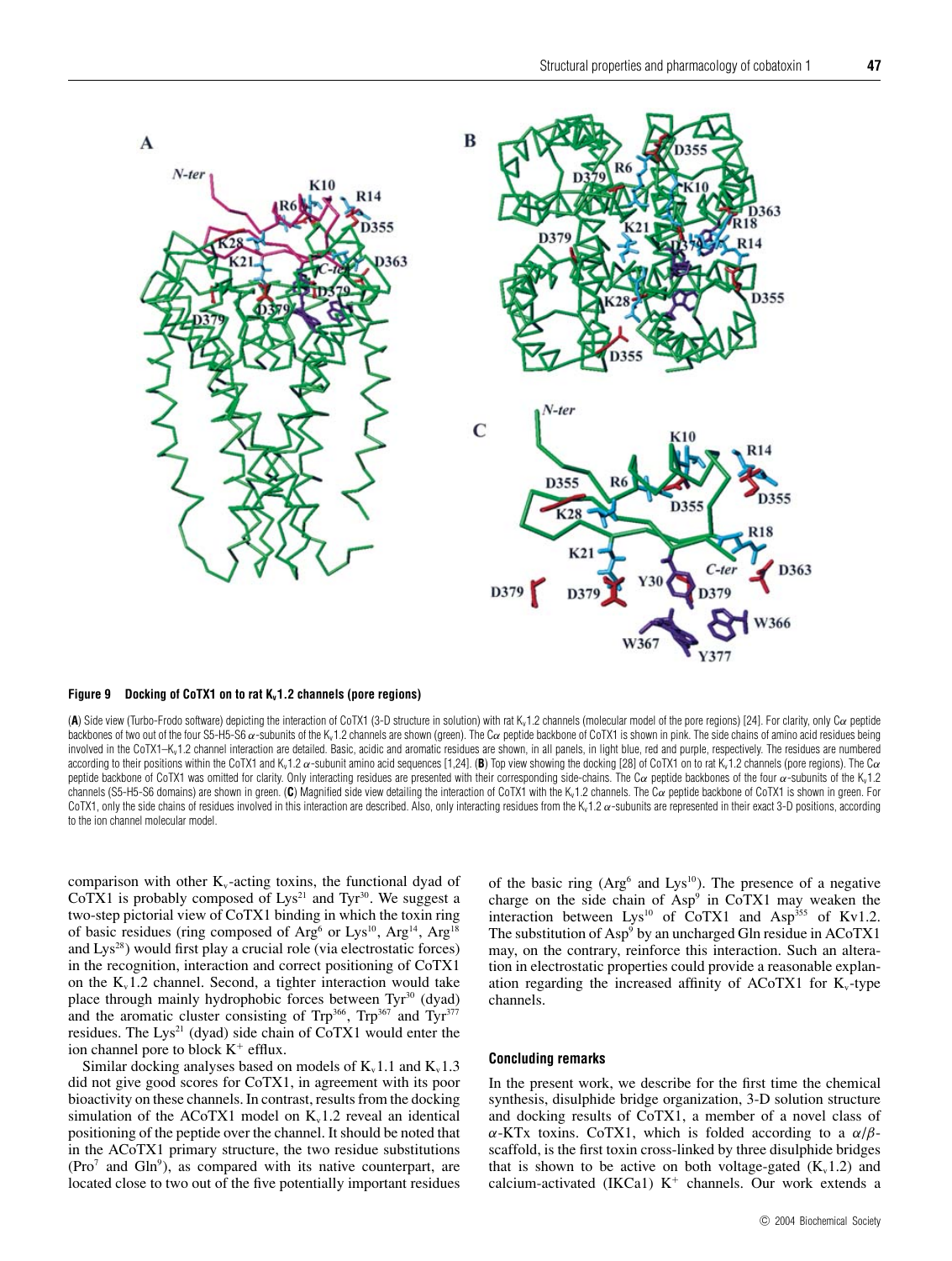**Figure 9 Docking of CoTX1 on to rat $K_v1.2$ channels (pore regions)**

(**A**) Side view (Turbo-Frodo software) depicting the interaction of CoTX1 (3-D structure in solution) with rat $K_v1.2$ channels (molecular model of the pore regions) [24]. For clarity, only Cα peptide backbones of two out of the four S5-H5-S6 α-subunits of the $K_v1.2$ channels are shown (green). The Cα peptide backbone of CoTX1 is shown in pink. The side chains of amino acid residues being involved in the CoTX1–$K_v1.2$ channel interaction are detailed. Basic, acidic and aromatic residues are shown, in all panels, in light blue, red and purple, respectively. The residues are numbered according to their positions within the CoTX1 and $K_v1.2$ α-subunit amino acid sequences [1,24]. (**B**) Top view showing the docking [28] of CoTX1 on to rat $K_v1.2$ channels (pore regions). The Cα peptide backbone of CoTX1 was omitted for clarity. Only interacting residues are presented with their corresponding side-chains. The Cα peptide backbones of the four α-subunits of the $K_v1.2$ channels (S5-H5-S6 domains) are shown in green. (**C**) Magnified side view detailing the interaction of CoTX1 with the $K_v1.2$ channels. The Cα peptide backbone of CoTX1 is shown in green. For CoTX1, only the side chains of residues involved in this interaction are described. Also, only interacting residues from the $K_v1.2$ α-subunits are represented in their exact 3-D positions, according to the ion channel molecular model.

comparison with other $K_v$-acting toxins, the functional dyad of CoTX1 is probably composed of $Lys^{21}$ and $Tyr^{30}$. We suggest a two-step pictorial view of CoTX1 binding in which the toxin ring of basic residues (ring composed of $Arg^{6}$ or $Lys^{10}$, $Arg^{14}$, $Arg^{18}$ and $Lys^{28}$) would first play a crucial role (via electrostatic forces) in the recognition, interaction and correct positioning of CoTX1 on the $K_v1.2$ channel. Second, a tighter interaction would take place through mainly hydrophobic forces between $Tyr^{30}$ (dyad) and the aromatic cluster consisting of $Trp^{366}$, $Trp^{367}$ and $Tyr^{377}$ residues. The $Lys^{21}$ (dyad) side chain of CoTX1 would enter the ion channel pore to block $K^+$ efflux.

Similar docking analyses based on models of $K_v1.1$ and $K_v1.3$ did not give good scores for CoTX1, in agreement with its poor bioactivity on these channels. In contrast, results from the docking simulation of the ACoTX1 model on $K_v1.2$ reveal an identical positioning of the peptide over the channel. It should be noted that in the ACoTX1 primary structure, the two residue substitutions ($Pro^{7}$ and $Gln^{9}$), as compared with its native counterpart, are located close to two out of the five potentially important residues of the basic ring ($Arg^{6}$ and $Lys^{10}$). The presence of a negative charge on the side chain of $Asp^{9}$ in CoTX1 may weaken the interaction between $Lys^{10}$ of CoTX1 and $Asp^{355}$ of Kv1.2. The substitution of $Asp^{9}$ by an uncharged Gln residue in ACoTX1 may, on the contrary, reinforce this interaction. Such an alteration in electrostatic properties could provide a reasonable explanation regarding the increased affinity of ACoTX1 for $K_v$-type channels.

#### Concluding remarks

In the present work, we describe for the first time the chemical synthesis, disulphide bridge organization, 3-D solution structure and docking results of CoTX1, a member of a novel class of α-KTx toxins. CoTX1, which is folded according to a α/β-scaffold, is the first toxin cross-linked by three disulphide bridges that is shown to be active on both voltage-gated ($K_v1.2$) and calcium-activated (IKCa1) $K^+$ channels. Our work extends a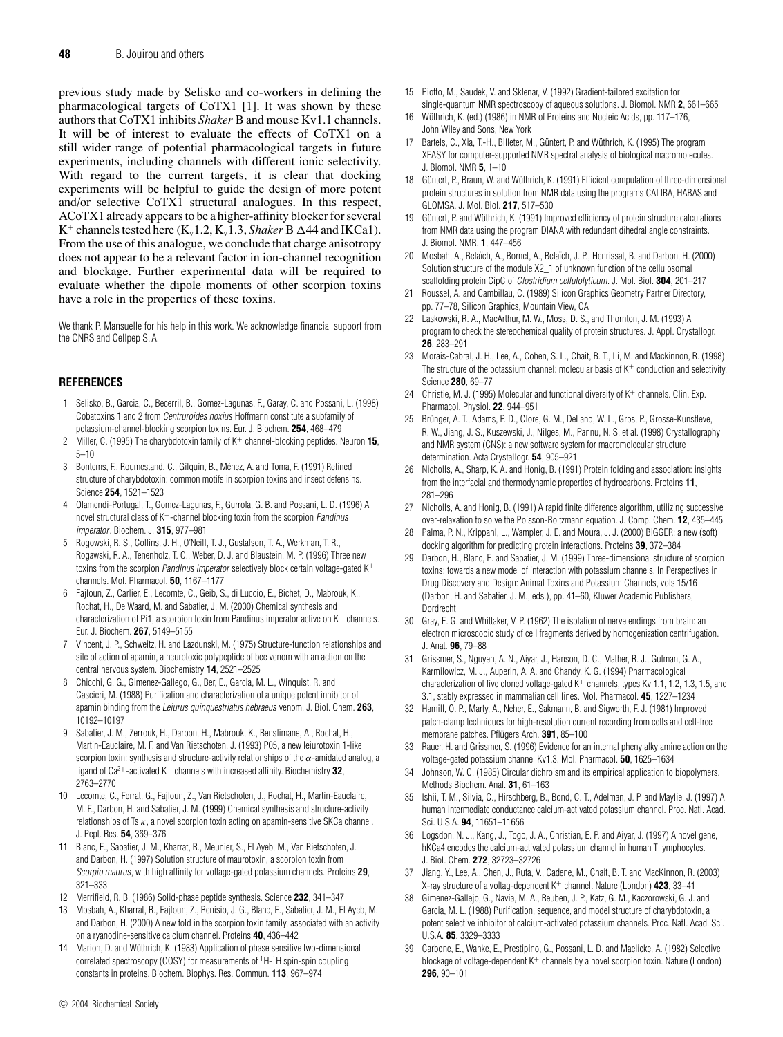previous study made by Selisko and co-workers in defining the pharmacological targets of CoTX1 [1]. It was shown by these authors that CoTX1 inhibits *Shaker* B and mouse Kv1.1 channels. It will be of interest to evaluate the effects of CoTX1 on a still wider range of potential pharmacological targets in future experiments, including channels with different ionic selectivity. With regard to the current targets, it is clear that docking experiments will be helpful to guide the design of more potent and/or selective CoTX1 structural analogues. In this respect, ACoTX1 already appears to be a higher-affinity blocker for several $K^+$ channels tested here ($K_v1.2$, $K_v1.3$, *Shaker* B $\Delta$44 and IKCa1). From the use of this analogue, we conclude that charge anisotropy does not appear to be a relevant factor in ion-channel recognition and blockage. Further experimental data will be required to evaluate whether the dipole moments of other scorpion toxins have a role in the properties of these toxins.

We thank P. Mansuelle for his help in this work. We acknowledge financial support from the CNRS and Cellpep S. A.

## REFERENCES

1. Selisko, B., Garcia, C., Becerril, B., Gomez-Lagunas, F., Garay, C. and Possani, L. (1998) Cobatoxins 1 and 2 from *Centruroides noxius* Hoffmann constitute a subfamily of potassium-channel-blocking scorpion toxins. Eur. J. Biochem. **254**, 468–479
2. Miller, C. (1995) The charybdotoxin family of $K^+$ channel-blocking peptides. Neuron **15**, 5–10
3. Bontems, F., Roumestand, C., Gilquin, B., Ménez, A. and Toma, F. (1991) Refined structure of charybdotoxin: common motifs in scorpion toxins and insect defensins. Science **254**, 1521–1523
4. Olamendi-Portugal, T., Gomez-Lagunas, F., Gurrola, G. B. and Possani, L. D. (1996) A novel structural class of $K^+$-channel blocking toxin from the scorpion *Pandinus imperator*. Biochem. J. **315**, 977–981
5. Rogowski, R. S., Collins, J. H., O'Neill, T. J., Gustafson, T. A., Werkman, T. R., Rogawski, R. A., Tenenholz, T. C., Weber, D. J. and Blaustein, M. P. (1996) Three new toxins from the scorpion *Pandinus imperator* selectively block certain voltage-gated $K^+$ channels. Mol. Pharmacol. **50**, 1167–1177
6. Fajloun, Z., Carlier, E., Lecomte, C., Geib, S., di Luccio, E., Bichet, D., Mabrouk, K., Rochat, H., De Waard, M. and Sabatier, J. M. (2000) Chemical synthesis and characterization of Pi1, a scorpion toxin from Pandinus imperator active on $K^+$ channels. Eur. J. Biochem. **267**, 5149–5155
7. Vincent, J. P., Schweitz, H. and Lazdunski, M. (1975) Structure-function relationships and site of action of apamin, a neurotoxic polypeptide of bee venom with an action on the central nervous system. Biochemistry **14**, 2521–2525
8. Chicchi, G. G., Gimenez-Gallego, G., Ber, E., Garcia, M. L., Winquist, R. and Cascieri, M. (1988) Purification and characterization of a unique potent inhibitor of apamin binding from the *Leiurus quinquestriatus hebraeus* venom. J. Biol. Chem. **263**, 10192–10197
9. Sabatier, J. M., Zerrouk, H., Darbon, H., Mabrouk, K., Benslimane, A., Rochat, H., Martin-Eauclaire, M. F. and Van Rietschoten, J. (1993) P05, a new leiurotoxin 1-like scorpion toxin: synthesis and structure-activity relationships of the $\alpha$-amidated analog, a ligand of $Ca^{2+}$-activated $K^+$ channels with increased affinity. Biochemistry **32**, 2763–2770
10. Lecomte, C., Ferrat, G., Fajloun, Z., Van Rietschoten, J., Rochat, H., Martin-Eauclaire, M. F., Darbon, H. and Sabatier, J. M. (1999) Chemical synthesis and structure-activity relationships of Ts $\kappa$, a novel scorpion toxin acting on apamin-sensitive SKCa channel. J. Pept. Res. **54**, 369–376
11. Blanc, E., Sabatier, J. M., Kharrat, R., Meunier, S., El Ayeb, M., Van Rietschoten, J. and Darbon, H. (1997) Solution structure of maurotoxin, a scorpion toxin from *Scorpio maurus*, with high affinity for voltage-gated potassium channels. Proteins **29**, 321–333
12. Merrifield, R. B. (1986) Solid-phase peptide synthesis. Science **232**, 341–347
13. Mosbah, A., Kharrat, R., Fajloun, Z., Renisio, J. G., Blanc, E., Sabatier, J. M., El Ayeb, M. and Darbon, H. (2000) A new fold in the scorpion toxin family, associated with an activity on a ryanodine-sensitive calcium channel. Proteins **40**, 436–442
14. Marion, D. and Wüthrich, K. (1983) Application of phase sensitive two-dimensional correlated spectroscopy (COSY) for measurements of $^1$H-$^1$H spin-spin coupling constants in proteins. Biochem. Biophys. Res. Commun. **113**, 967–974
15. Piotto, M., Saudek, V. and Sklenar, V. (1992) Gradient-tailored excitation for single-quantum NMR spectroscopy of aqueous solutions. J. Biomol. NMR **2**, 661–665
16. Wüthrich, K. (ed.) (1986) in NMR of Proteins and Nucleic Acids, pp. 117–176, John Wiley and Sons, New York
17. Bartels, C., Xia, T.-H., Billeter, M., Güntert, P. and Wüthrich, K. (1995) The program XEASY for computer-supported NMR spectral analysis of biological macromolecules. J. Biomol. NMR **5**, 1–10
18. Güntert, P., Braun, W. and Wüthrich, K. (1991) Efficient computation of three-dimensional protein structures in solution from NMR data using the programs CALIBA, HABAS and GLOMSA. J. Mol. Biol. **217**, 517–530
19. Güntert, P. and Wüthrich, K. (1991) Improved efficiency of protein structure calculations from NMR data using the program DIANA with redundant dihedral angle constraints. J. Biomol. NMR, **1**, 447–456
20. Mosbah, A., Belaïch, A., Bornet, A., Belaïch, J. P., Henrissat, B. and Darbon, H. (2000) Solution structure of the module X2_1 of unknown function of the cellulosomal scaffolding protein CipC of *Clostridium cellulolyticum*. J. Mol. Biol. **304**, 201–217
21. Roussel, A. and Cambillau, C. (1989) Silicon Graphics Geometry Partner Directory, pp. 77–78, Silicon Graphics, Mountain View, CA
22. Laskowski, R. A., MacArthur, M. W., Moss, D. S., and Thornton, J. M. (1993) A program to check the stereochemical quality of protein structures. J. Appl. Crystallogr. **26**, 283–291
23. Morais-Cabral, J. H., Lee, A., Cohen, S. L., Chait, B. T., Li, M. and Mackinnon, R. (1998) The structure of the potassium channel: molecular basis of $K^+$ conduction and selectivity. Science **280**, 69–77
24. Christie, M. J. (1995) Molecular and functional diversity of $K^+$ channels. Clin. Exp. Pharmacol. Physiol. **22**, 944–951
25. Brünger, A. T., Adams, P. D., Clore, G. M., DeLano, W. L., Gros, P., Grosse-Kunstleve, R. W., Jiang, J. S., Kuszewski, J., Nilges, M., Pannu, N. S. et al. (1998) Crystallography and NMR system (CNS): a new software system for macromolecular structure determination. Acta Crystallogr. **54**, 905–921
26. Nicholls, A., Sharp, K. A. and Honig, B. (1991) Protein folding and association: insights from the interfacial and thermodynamic properties of hydrocarbons. Proteins **11**, 281–296
27. Nicholls, A. and Honig, B. (1991) A rapid finite difference algorithm, utilizing successive over-relaxation to solve the Poisson-Boltzmann equation. J. Comp. Chem. **12**, 435–445
28. Palma, P. N., Krippahl, L., Wampler, J. E. and Moura, J. J. (2000) BiGGER: a new (soft) docking algorithm for predicting protein interactions. Proteins **39**, 372–384
29. Darbon, H., Blanc, E. and Sabatier, J. M. (1999) Three-dimensional structure of scorpion toxins: towards a new model of interaction with potassium channels. In Perspectives in Drug Discovery and Design: Animal Toxins and Potassium Channels, vols 15/16 (Darbon, H. and Sabatier, J. M., eds.), pp. 41–60, Kluwer Academic Publishers, Dordrecht
30. Gray, E. G. and Whittaker, V. P. (1962) The isolation of nerve endings from brain: an electron microscopic study of cell fragments derived by homogenization centrifugation. J. Anat. **96**, 79–88
31. Grissmer, S., Nguyen, A. N., Aiyar, J., Hanson, D. C., Mather, R. J., Gutman, G. A., Karmilowicz, M. J., Auperin, A. A. and Chandy, K. G. (1994) Pharmacological characterization of five cloned voltage-gated $K^+$ channels, types Kv 1.1, 1.2, 1.3, 1.5, and 3.1, stably expressed in mammalian cell lines. Mol. Pharmacol. **45**, 1227–1234
32. Hamill, O. P., Marty, A., Neher, E., Sakmann, B. and Sigworth, F. J. (1981) Improved patch-clamp techniques for high-resolution current recording from cells and cell-free membrane patches. Pflügers Arch. **391**, 85–100
33. Rauer, H. and Grissmer, S. (1996) Evidence for an internal phenylalkylamine action on the voltage-gated potassium channel Kv1.3. Mol. Pharmacol. **50**, 1625–1634
34. Johnson, W. C. (1985) Circular dichroism and its empirical application to biopolymers. Methods Biochem. Anal. **31**, 61–163
35. Ishii, T. M., Silvia, C., Hirschberg, B., Bond, C. T., Adelman, J. P. and Maylie, J. (1997) A human intermediate conductance calcium-activated potassium channel. Proc. Natl. Acad. Sci. U.S.A. **94**, 11651–11656
36. Logsdon, N. J., Kang, J., Togo, J. A., Christian, E. P. and Aiyar, J. (1997) A novel gene, hKCa4 encodes the calcium-activated potassium channel in human T lymphocytes. J. Biol. Chem. **272**, 32723–32726
37. Jiang, Y., Lee, A., Chen, J., Ruta, V., Cadene, M., Chait, B. T. and MacKinnon, R. (2003) X-ray structure of a voltag-dependent $K^+$ channel. Nature (London) **423**, 33–41
38. Gimenez-Gallejo, G., Navia, M. A., Reuben, J. P., Katz, G. M., Kaczorowski, G. J. and Garcia, M. L. (1988) Purification, sequence, and model structure of charybdotoxin, a potent selective inhibitor of calcium-activated potassium channels. Proc. Natl. Acad. Sci. U.S.A. **85**, 3329–3333
39. Carbone, E., Wanke, E., Prestipino, G., Possani, L. D. and Maelicke, A. (1982) Selective blockage of voltage-dependent $K^+$ channels by a novel scorpion toxin. Nature (London) **296**, 90–101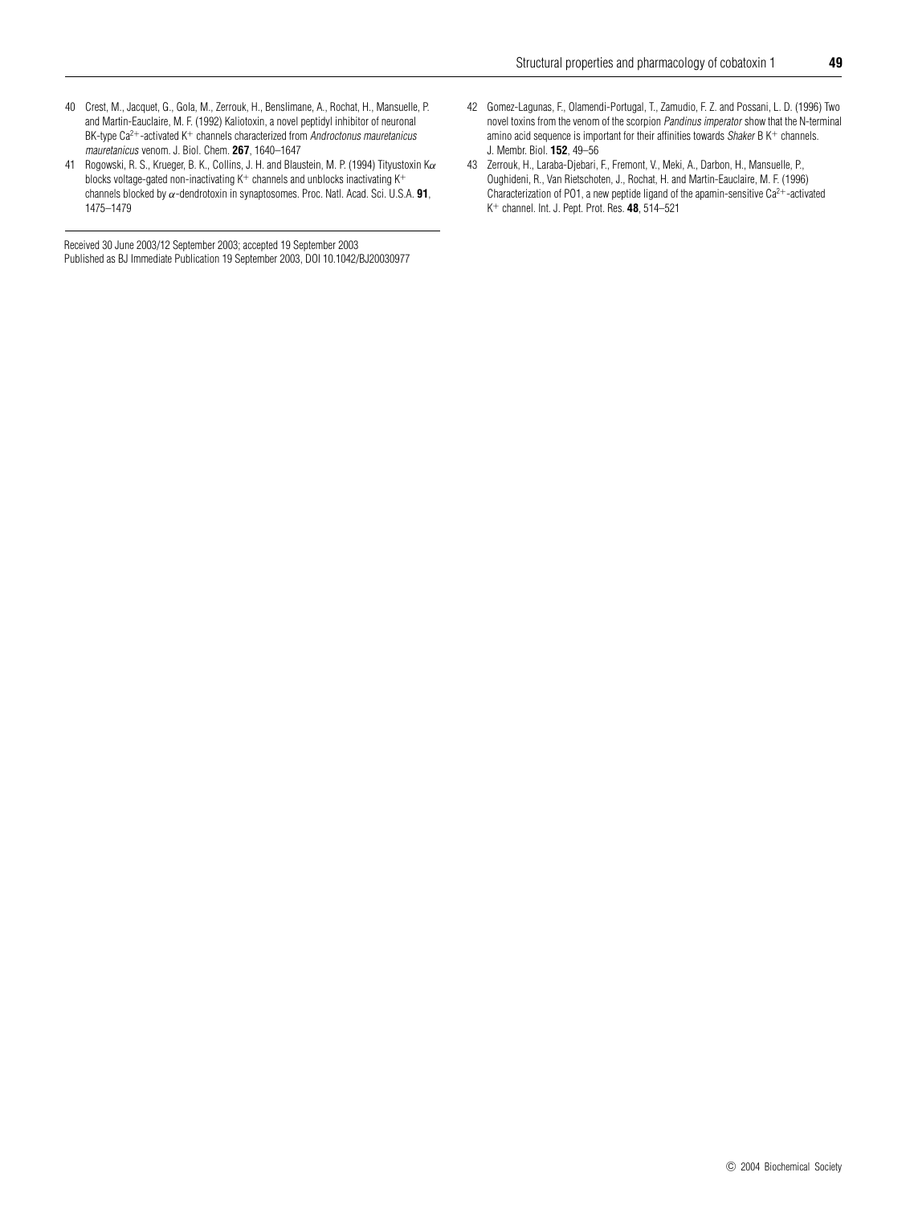40 Crest, M., Jacquet, G., Gola, M., Zerrouk, H., Benslimane, A., Rochat, H., Mansuelle, P. and Martin-Eauclaire, M. F. (1992) Kaliotoxin, a novel peptidyl inhibitor of neuronal BK-type $Ca^{2+}$-activated $K^+$ channels characterized from *Androctonus mauretanicus mauretanicus* venom. J. Biol. Chem. **267**, 1640–1647

41 Rogowski, R. S., Krueger, B. K., Collins, J. H. and Blaustein, M. P. (1994) Tityustoxin K$\alpha$ blocks voltage-gated non-inactivating $K^+$ channels and unblocks inactivating $K^+$ channels blocked by $\alpha$-dendrotoxin in synaptosomes. Proc. Natl. Acad. Sci. U.S.A. **91**, 1475–1479

42 Gomez-Lagunas, F., Olamendi-Portugal, T., Zamudio, F. Z. and Possani, L. D. (1996) Two novel toxins from the venom of the scorpion *Pandinus imperator* show that the N-terminal amino acid sequence is important for their affinities towards *Shaker* B $K^+$ channels. J. Membr. Biol. **152**, 49–56

43 Zerrouk, H., Laraba-Djebari, F., Fremont, V., Meki, A., Darbon, H., Mansuelle, P., Oughideni, R., Van Rietschoten, J., Rochat, H. and Martin-Eauclaire, M. F. (1996) Characterization of PO1, a new peptide ligand of the apamin-sensitive $Ca^{2+}$-activated $K^+$ channel. Int. J. Pept. Prot. Res. **48**, 514–521

Received 30 June 2003/12 September 2003; accepted 19 September 2003
Published as BJ Immediate Publication 19 September 2003, DOI 10.1042/BJ20030977